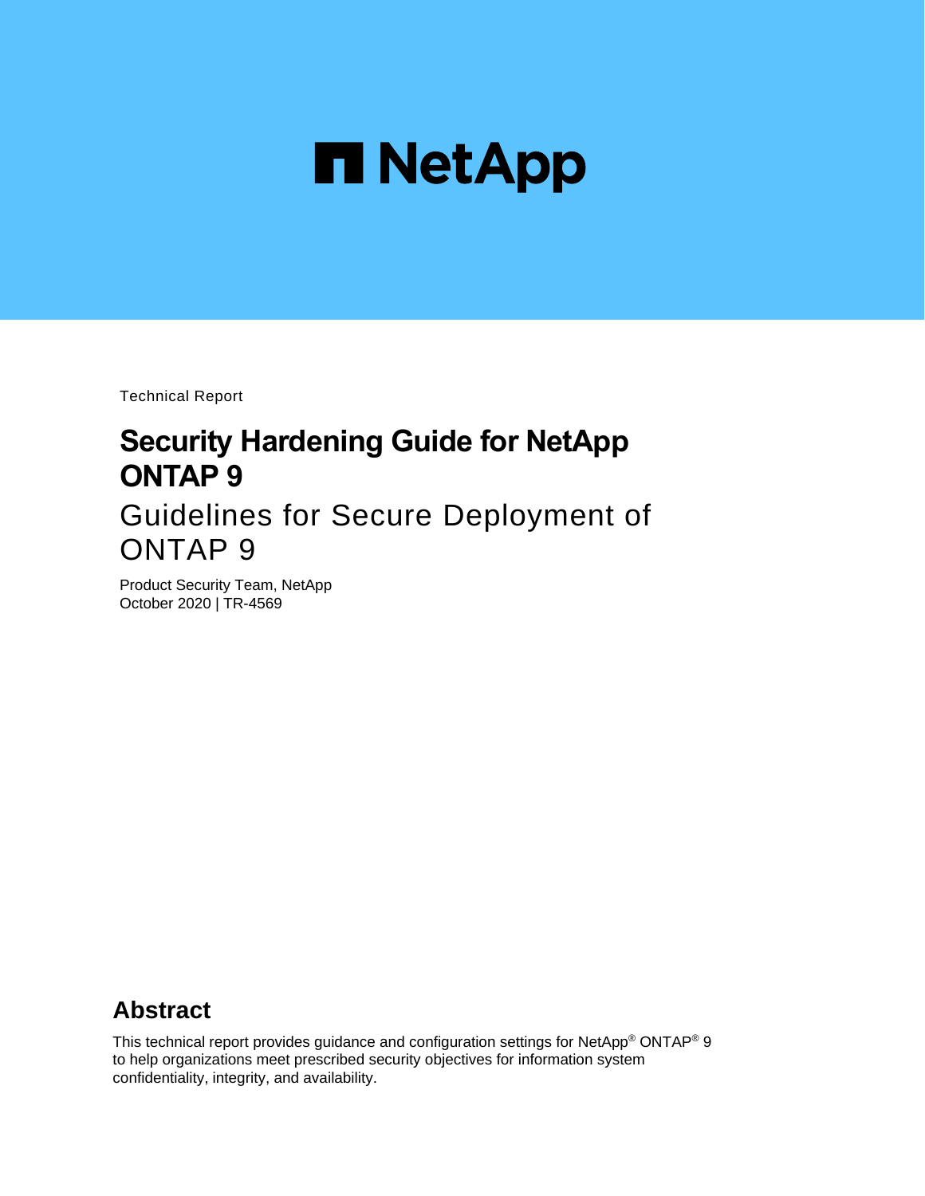NetApp

Technical Report

# Security Hardening Guide for NetApp ONTAP 9

## Guidelines for Secure Deployment of ONTAP 9

Product Security Team, NetApp
October 2020 | TR-4569

## Abstract

This technical report provides guidance and configuration settings for NetApp® ONTAP® 9 to help organizations meet prescribed security objectives for information system confidentiality, integrity, and availability.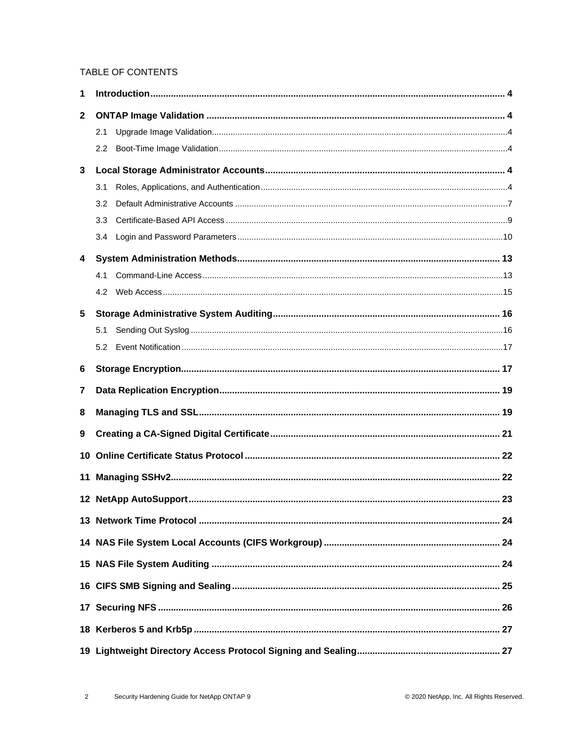TABLE OF CONTENTS

**1 Introduction** .......... 4

**2 ONTAP Image Validation** .......... 4

- 2.1 Upgrade Image Validation .......... 4
- 2.2 Boot-Time Image Validation .......... 4

**3 Local Storage Administrator Accounts** .......... 4

- 3.1 Roles, Applications, and Authentication .......... 4
- 3.2 Default Administrative Accounts .......... 7
- 3.3 Certificate-Based API Access .......... 9
- 3.4 Login and Password Parameters .......... 10

**4 System Administration Methods** .......... 13

- 4.1 Command-Line Access .......... 13
- 4.2 Web Access .......... 15

**5 Storage Administrative System Auditing** .......... 16

- 5.1 Sending Out Syslog .......... 16
- 5.2 Event Notification .......... 17

**6 Storage Encryption** .......... 17

**7 Data Replication Encryption** .......... 19

**8 Managing TLS and SSL** .......... 19

**9 Creating a CA-Signed Digital Certificate** .......... 21

**10 Online Certificate Status Protocol** .......... 22

**11 Managing SSHv2** .......... 22

**12 NetApp AutoSupport** .......... 23

**13 Network Time Protocol** .......... 24

**14 NAS File System Local Accounts (CIFS Workgroup)** .......... 24

**15 NAS File System Auditing** .......... 24

**16 CIFS SMB Signing and Sealing** .......... 25

**17 Securing NFS** .......... 26

**18 Kerberos 5 and Krb5p** .......... 27

**19 Lightweight Directory Access Protocol Signing and Sealing** .......... 27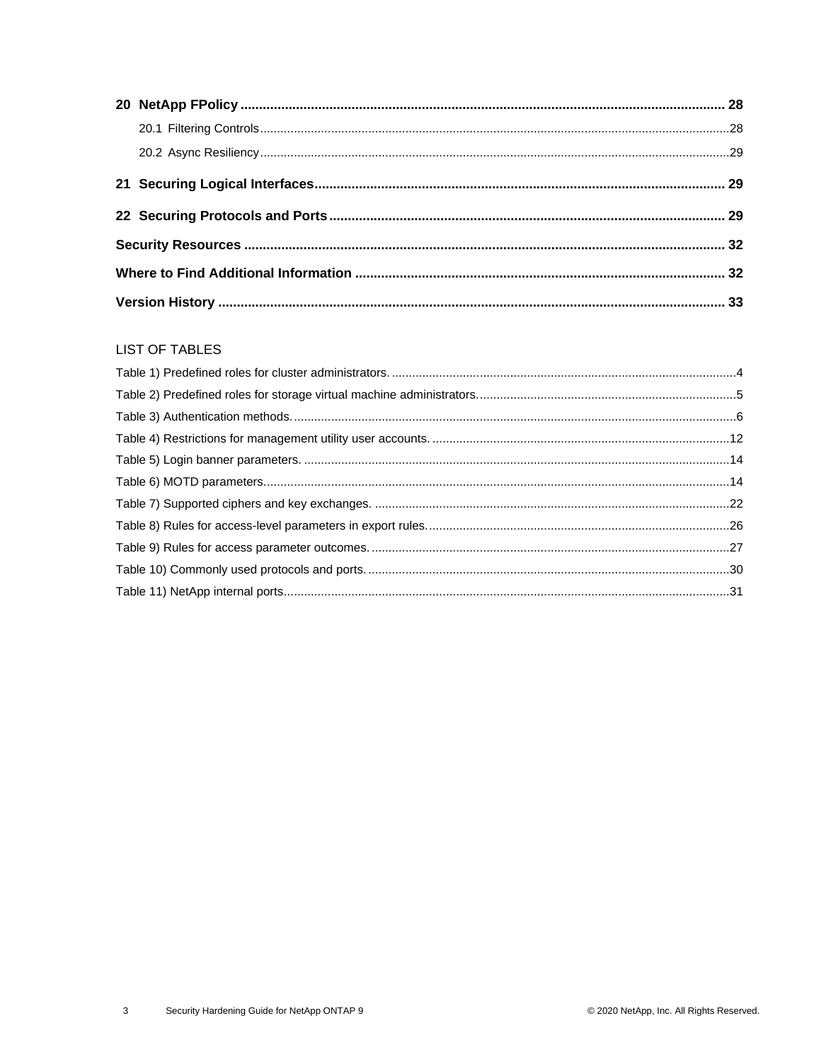20 NetApp FPolicy .................................................................................................................................... 28

20.1 Filtering Controls ........................................................................................................................................... 28

20.2 Async Resiliency ............................................................................................................................................ 29

21 Securing Logical Interfaces ............................................................................................................... 29

22 Securing Protocols and Ports ........................................................................................................... 29

Security Resources ................................................................................................................................. 32

Where to Find Additional Information .................................................................................................... 32

Version History ......................................................................................................................................... 33

LIST OF TABLES

Table 1) Predefined roles for cluster administrators. .......................................................................................................4

Table 2) Predefined roles for storage virtual machine administrators. .............................................................................5

Table 3) Authentication methods. ...................................................................................................................................6

Table 4) Restrictions for management utility user accounts. .........................................................................................12

Table 5) Login banner parameters. ...............................................................................................................................14

Table 6) MOTD parameters. ..........................................................................................................................................14

Table 7) Supported ciphers and key exchanges. ..........................................................................................................22

Table 8) Rules for access-level parameters in export rules. ..........................................................................................26

Table 9) Rules for access parameter outcomes. ...........................................................................................................27

Table 10) Commonly used protocols and ports. .............................................................................................................30

Table 11) NetApp internal ports. .....................................................................................................................................31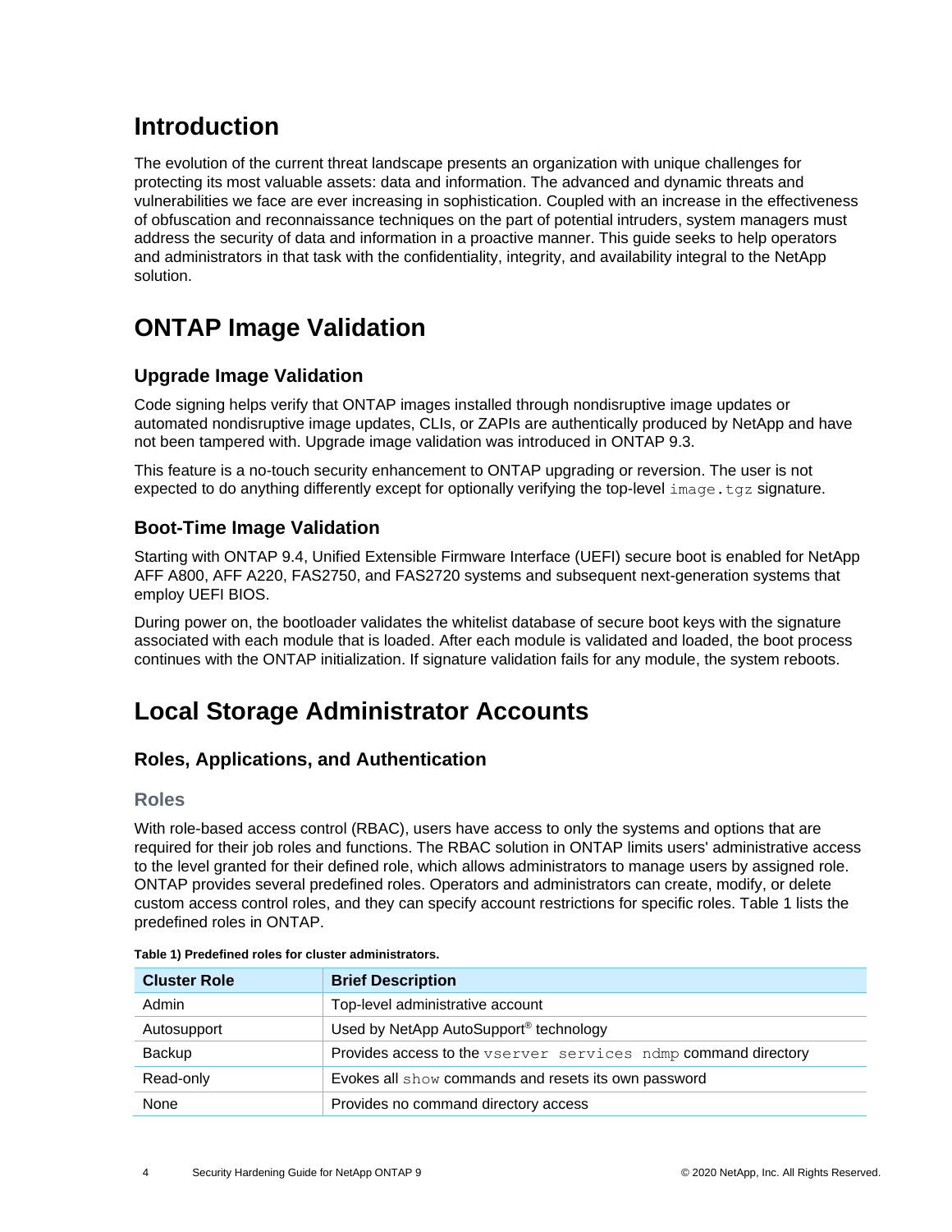# Introduction

The evolution of the current threat landscape presents an organization with unique challenges for protecting its most valuable assets: data and information. The advanced and dynamic threats and vulnerabilities we face are ever increasing in sophistication. Coupled with an increase in the effectiveness of obfuscation and reconnaissance techniques on the part of potential intruders, system managers must address the security of data and information in a proactive manner. This guide seeks to help operators and administrators in that task with the confidentiality, integrity, and availability integral to the NetApp solution.

# ONTAP Image Validation

## Upgrade Image Validation

Code signing helps verify that ONTAP images installed through nondisruptive image updates or automated nondisruptive image updates, CLIs, or ZAPIs are authentically produced by NetApp and have not been tampered with. Upgrade image validation was introduced in ONTAP 9.3.

This feature is a no-touch security enhancement to ONTAP upgrading or reversion. The user is not expected to do anything differently except for optionally verifying the top-level `image.tgz` signature.

## Boot-Time Image Validation

Starting with ONTAP 9.4, Unified Extensible Firmware Interface (UEFI) secure boot is enabled for NetApp AFF A800, AFF A220, FAS2750, and FAS2720 systems and subsequent next-generation systems that employ UEFI BIOS.

During power on, the bootloader validates the whitelist database of secure boot keys with the signature associated with each module that is loaded. After each module is validated and loaded, the boot process continues with the ONTAP initialization. If signature validation fails for any module, the system reboots.

# Local Storage Administrator Accounts

## Roles, Applications, and Authentication

### Roles

With role-based access control (RBAC), users have access to only the systems and options that are required for their job roles and functions. The RBAC solution in ONTAP limits users' administrative access to the level granted for their defined role, which allows administrators to manage users by assigned role. ONTAP provides several predefined roles. Operators and administrators can create, modify, or delete custom access control roles, and they can specify account restrictions for specific roles. Table 1 lists the predefined roles in ONTAP.

**Table 1) Predefined roles for cluster administrators.**

| Cluster Role | Brief Description |
| --- | --- |
| Admin | Top-level administrative account |
| Autosupport | Used by NetApp AutoSupport® technology |
| Backup | Provides access to the `vserver services ndmp` command directory |
| Read-only | Evokes all `show` commands and resets its own password |
| None | Provides no command directory access |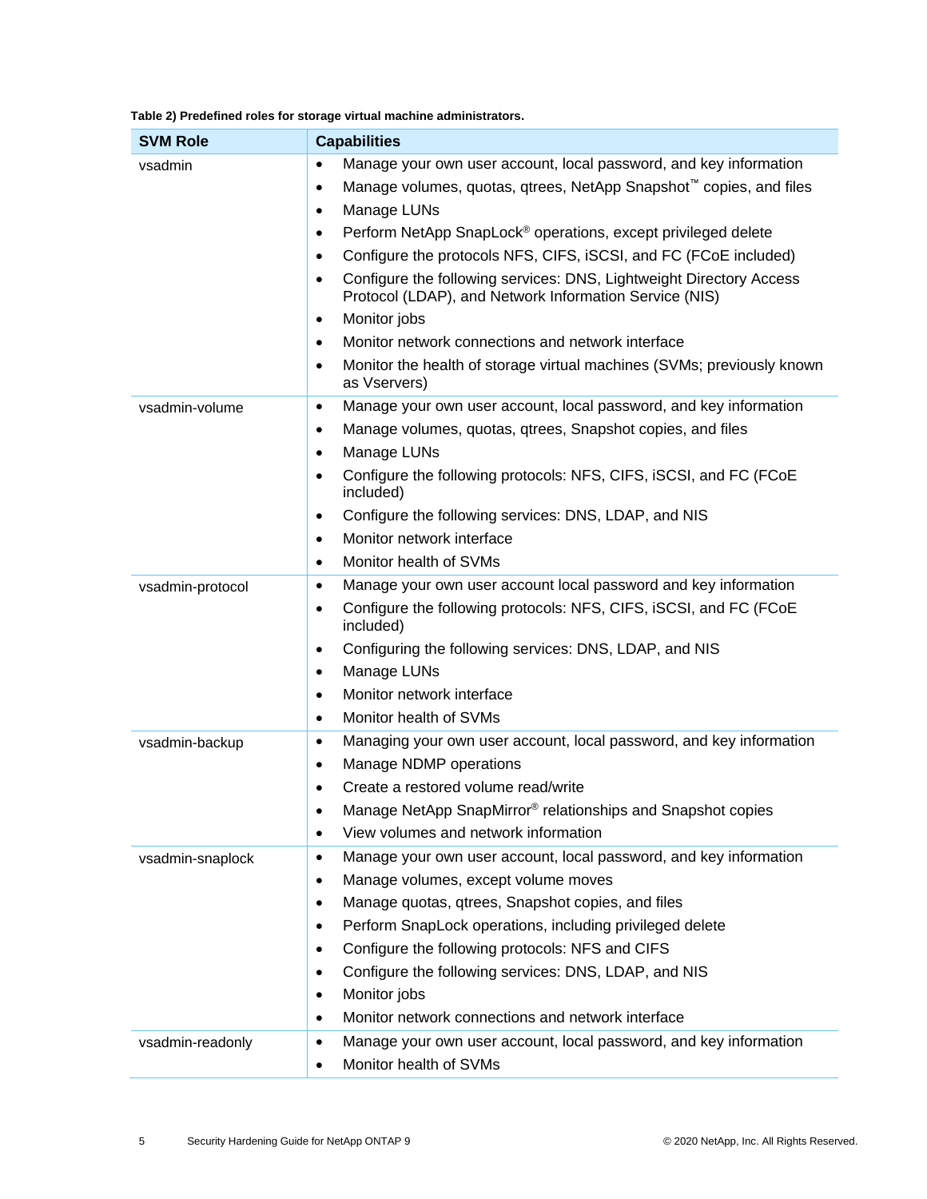**Table 2) Predefined roles for storage virtual machine administrators.**

| SVM Role | Capabilities |
|---|---|
| vsadmin | • Manage your own user account, local password, and key information<br>• Manage volumes, quotas, qtrees, NetApp Snapshot™ copies, and files<br>• Manage LUNs<br>• Perform NetApp SnapLock® operations, except privileged delete<br>• Configure the protocols NFS, CIFS, iSCSI, and FC (FCoE included)<br>• Configure the following services: DNS, Lightweight Directory Access Protocol (LDAP), and Network Information Service (NIS)<br>• Monitor jobs<br>• Monitor network connections and network interface<br>• Monitor the health of storage virtual machines (SVMs; previously known as Vservers) |
| vsadmin-volume | • Manage your own user account, local password, and key information<br>• Manage volumes, quotas, qtrees, Snapshot copies, and files<br>• Manage LUNs<br>• Configure the following protocols: NFS, CIFS, iSCSI, and FC (FCoE included)<br>• Configure the following services: DNS, LDAP, and NIS<br>• Monitor network interface<br>• Monitor health of SVMs |
| vsadmin-protocol | • Manage your own user account local password and key information<br>• Configure the following protocols: NFS, CIFS, iSCSI, and FC (FCoE included)<br>• Configuring the following services: DNS, LDAP, and NIS<br>• Manage LUNs<br>• Monitor network interface<br>• Monitor health of SVMs |
| vsadmin-backup | • Managing your own user account, local password, and key information<br>• Manage NDMP operations<br>• Create a restored volume read/write<br>• Manage NetApp SnapMirror® relationships and Snapshot copies<br>• View volumes and network information |
| vsadmin-snaplock | • Manage your own user account, local password, and key information<br>• Manage volumes, except volume moves<br>• Manage quotas, qtrees, Snapshot copies, and files<br>• Perform SnapLock operations, including privileged delete<br>• Configure the following protocols: NFS and CIFS<br>• Configure the following services: DNS, LDAP, and NIS<br>• Monitor jobs<br>• Monitor network connections and network interface |
| vsadmin-readonly | • Manage your own user account, local password, and key information<br>• Monitor health of SVMs |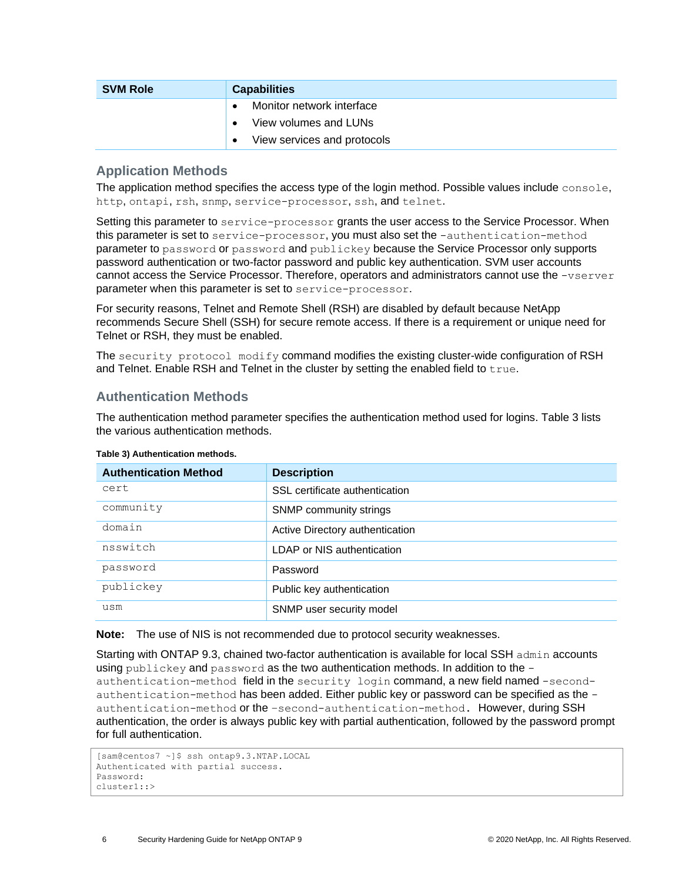| SVM Role | Capabilities |
| --- | --- |
| | • Monitor network interface<br>• View volumes and LUNs<br>• View services and protocols |

### Application Methods

The application method specifies the access type of the login method. Possible values include `console`, `http`, `ontapi`, `rsh`, `snmp`, `service-processor`, `ssh`, and `telnet`.

Setting this parameter to `service-processor` grants the user access to the Service Processor. When this parameter is set to `service-processor`, you must also set the `-authentication-method` parameter to `password` or `password` and `publickey` because the Service Processor only supports password authentication or two-factor password and public key authentication. SVM user accounts cannot access the Service Processor. Therefore, operators and administrators cannot use the `-vserver` parameter when this parameter is set to `service-processor`.

For security reasons, Telnet and Remote Shell (RSH) are disabled by default because NetApp recommends Secure Shell (SSH) for secure remote access. If there is a requirement or unique need for Telnet or RSH, they must be enabled.

The `security protocol modify` command modifies the existing cluster-wide configuration of RSH and Telnet. Enable RSH and Telnet in the cluster by setting the enabled field to `true`.

### Authentication Methods

The authentication method parameter specifies the authentication method used for logins. Table 3 lists the various authentication methods.

**Table 3) Authentication methods.**

| Authentication Method | Description |
| --- | --- |
| `cert` | SSL certificate authentication |
| `community` | SNMP community strings |
| `domain` | Active Directory authentication |
| `nsswitch` | LDAP or NIS authentication |
| `password` | Password |
| `publickey` | Public key authentication |
| `usm` | SNMP user security model |

**Note:** The use of NIS is not recommended due to protocol security weaknesses.

Starting with ONTAP 9.3, chained two-factor authentication is available for local SSH `admin` accounts using `publickey` and `password` as the two authentication methods. In addition to the `-authentication-method` field in the `security login` command, a new field named `-second-authentication-method` has been added. Either public key or password can be specified as the `-authentication-method` or the `-second-authentication-method`. However, during SSH authentication, the order is always public key with partial authentication, followed by the password prompt for full authentication.

```
[sam@centos7 ~]$ ssh ontap9.3.NTAP.LOCAL
Authenticated with partial success.
Password:
cluster1::>
```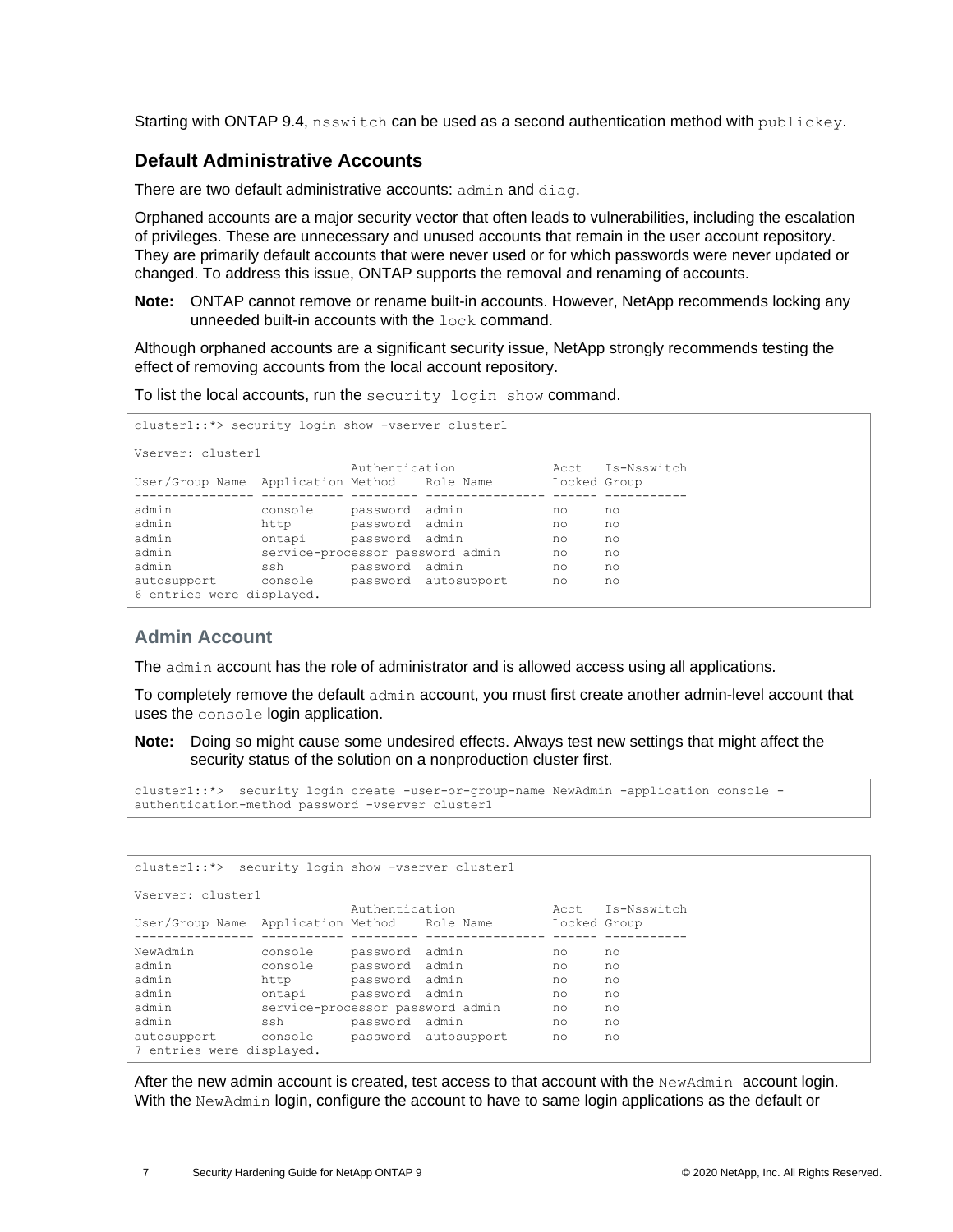Starting with ONTAP 9.4, `nsswitch` can be used as a second authentication method with `publickey`.

### Default Administrative Accounts

There are two default administrative accounts: `admin` and `diag`.

Orphaned accounts are a major security vector that often leads to vulnerabilities, including the escalation of privileges. These are unnecessary and unused accounts that remain in the user account repository. They are primarily default accounts that were never used or for which passwords were never updated or changed. To address this issue, ONTAP supports the removal and renaming of accounts.

**Note:** ONTAP cannot remove or rename built-in accounts. However, NetApp recommends locking any unneeded built-in accounts with the `lock` command.

Although orphaned accounts are a significant security issue, NetApp strongly recommends testing the effect of removing accounts from the local account repository.

To list the local accounts, run the `security login show` command.

```
cluster1::*> security login show -vserver cluster1

Vserver: cluster1
                             Authentication             Acct   Is-Nsswitch
User/Group Name  Application Method    Role Name        Locked Group
---------------- ----------- --------- ---------------- ------ -----------
admin            console     password  admin            no     no
admin            http        password  admin            no     no
admin            ontapi      password  admin            no     no
admin            service-processor password admin       no     no
admin            ssh         password  admin            no     no
autosupport      console     password  autosupport      no     no
6 entries were displayed.
```

#### Admin Account

The `admin` account has the role of administrator and is allowed access using all applications.

To completely remove the default `admin` account, you must first create another admin-level account that uses the `console` login application.

**Note:** Doing so might cause some undesired effects. Always test new settings that might affect the security status of the solution on a nonproduction cluster first.

```
cluster1::*>  security login create -user-or-group-name NewAdmin -application console -
authentication-method password -vserver cluster1
```

```
cluster1::*>  security login show -vserver cluster1

Vserver: cluster1
                             Authentication             Acct   Is-Nsswitch
User/Group Name  Application Method    Role Name        Locked Group
---------------- ----------- --------- ---------------- ------ -----------
NewAdmin         console     password  admin            no     no
admin            console     password  admin            no     no
admin            http        password  admin            no     no
admin            ontapi      password  admin            no     no
admin            service-processor password admin       no     no
admin            ssh         password  admin            no     no
autosupport      console     password  autosupport      no     no
7 entries were displayed.
```

After the new admin account is created, test access to that account with the `NewAdmin` account login. With the `NewAdmin` login, configure the account to have to same login applications as the default or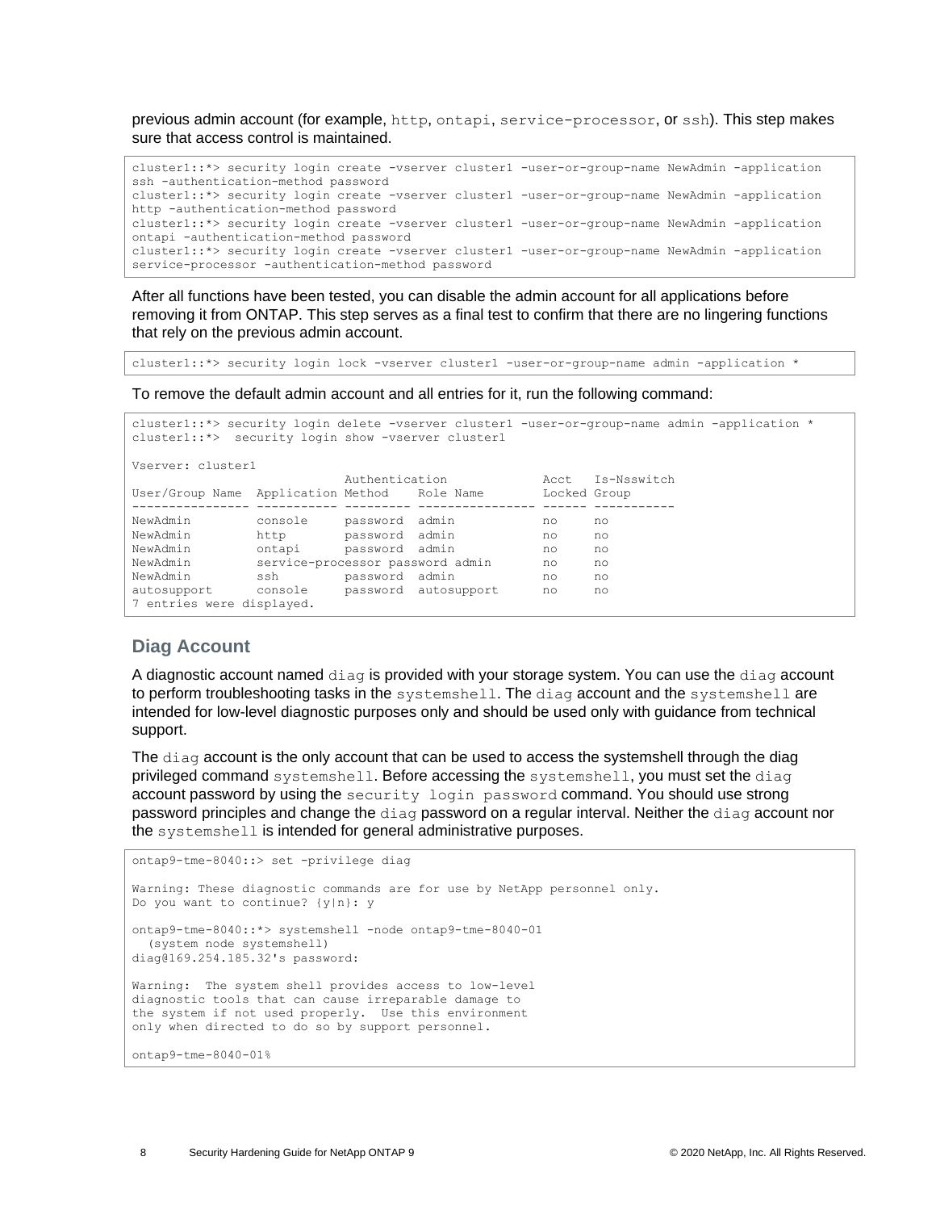previous admin account (for example, `http`, `ontapi`, `service-processor`, or `ssh`). This step makes sure that access control is maintained.

```
cluster1::*> security login create -vserver cluster1 -user-or-group-name NewAdmin -application
ssh -authentication-method password
cluster1::*> security login create -vserver cluster1 -user-or-group-name NewAdmin -application
http -authentication-method password
cluster1::*> security login create -vserver cluster1 -user-or-group-name NewAdmin -application
ontapi -authentication-method password
cluster1::*> security login create -vserver cluster1 -user-or-group-name NewAdmin -application
service-processor -authentication-method password
```

After all functions have been tested, you can disable the admin account for all applications before removing it from ONTAP. This step serves as a final test to confirm that there are no lingering functions that rely on the previous admin account.

```
cluster1::*> security login lock -vserver cluster1 -user-or-group-name admin -application *
```

To remove the default admin account and all entries for it, run the following command:

```
cluster1::*> security login delete -vserver cluster1 -user-or-group-name admin -application *
cluster1::*>  security login show -vserver cluster1

Vserver: cluster1
                             Authentication             Acct   Is-Nsswitch
User/Group Name  Application Method    Role Name        Locked Group
---------------- ----------- --------- ---------------- ------ -----------
NewAdmin         console     password  admin            no     no
NewAdmin         http        password  admin            no     no
NewAdmin         ontapi      password  admin            no     no
NewAdmin         service-processor password admin       no     no
NewAdmin         ssh         password  admin            no     no
autosupport      console     password  autosupport      no     no
7 entries were displayed.
```

### Diag Account

A diagnostic account named `diag` is provided with your storage system. You can use the `diag` account to perform troubleshooting tasks in the `systemshell`. The `diag` account and the `systemshell` are intended for low-level diagnostic purposes only and should be used only with guidance from technical support.

The `diag` account is the only account that can be used to access the systemshell through the diag privileged command `systemshell`. Before accessing the `systemshell`, you must set the `diag` account password by using the `security login password` command. You should use strong password principles and change the `diag` password on a regular interval. Neither the `diag` account nor the `systemshell` is intended for general administrative purposes.

```
ontap9-tme-8040::> set -privilege diag

Warning: These diagnostic commands are for use by NetApp personnel only.
Do you want to continue? {y|n}: y

ontap9-tme-8040::*> systemshell -node ontap9-tme-8040-01
  (system node systemshell)
diag@169.254.185.32's password:

Warning:  The system shell provides access to low-level
diagnostic tools that can cause irreparable damage to
the system if not used properly.  Use this environment
only when directed to do so by support personnel.

ontap9-tme-8040-01%
```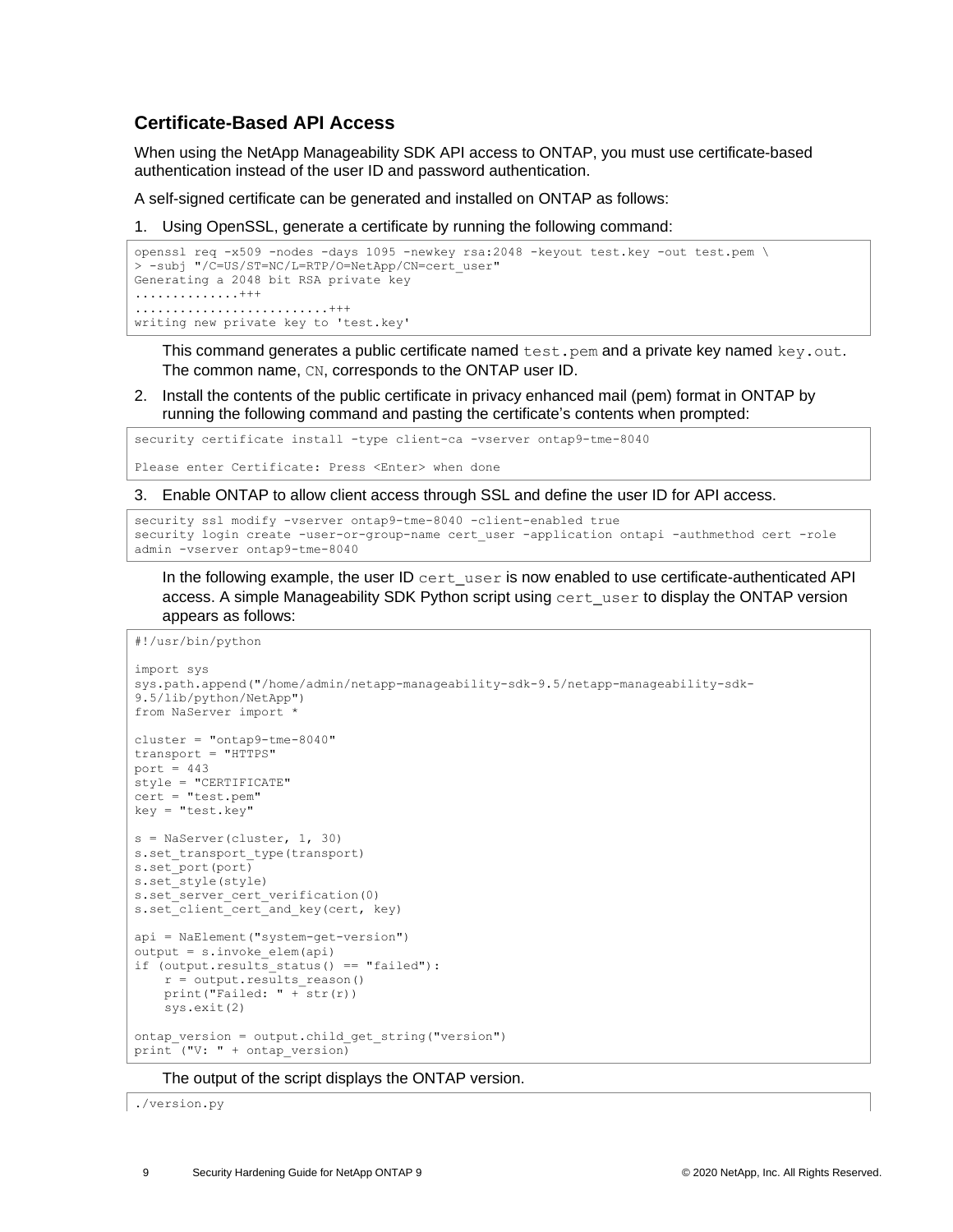### Certificate-Based API Access

When using the NetApp Manageability SDK API access to ONTAP, you must use certificate-based authentication instead of the user ID and password authentication.

A self-signed certificate can be generated and installed on ONTAP as follows:

1. Using OpenSSL, generate a certificate by running the following command:

```
openssl req -x509 -nodes -days 1095 -newkey rsa:2048 -keyout test.key -out test.pem \
> -subj "/C=US/ST=NC/L=RTP/O=NetApp/CN=cert_user"
Generating a 2048 bit RSA private key
..............+++
..........................+++
writing new private key to 'test.key'
```

   This command generates a public certificate named `test.pem` and a private key named `key.out`. The common name, `CN`, corresponds to the ONTAP user ID.

2. Install the contents of the public certificate in privacy enhanced mail (pem) format in ONTAP by running the following command and pasting the certificate's contents when prompted:

```
security certificate install -type client-ca -vserver ontap9-tme-8040

Please enter Certificate: Press <Enter> when done
```

3. Enable ONTAP to allow client access through SSL and define the user ID for API access.

```
security ssl modify -vserver ontap9-tme-8040 -client-enabled true
security login create -user-or-group-name cert_user -application ontapi -authmethod cert -role
admin -vserver ontap9-tme-8040
```

   In the following example, the user ID `cert_user` is now enabled to use certificate-authenticated API access. A simple Manageability SDK Python script using `cert_user` to display the ONTAP version appears as follows:

```
#!/usr/bin/python

import sys
sys.path.append("/home/admin/netapp-manageability-sdk-9.5/netapp-manageability-sdk-
9.5/lib/python/NetApp")
from NaServer import *

cluster = "ontap9-tme-8040"
transport = "HTTPS"
port = 443
style = "CERTIFICATE"
cert = "test.pem"
key = "test.key"

s = NaServer(cluster, 1, 30)
s.set_transport_type(transport)
s.set_port(port)
s.set_style(style)
s.set_server_cert_verification(0)
s.set_client_cert_and_key(cert, key)

api = NaElement("system-get-version")
output = s.invoke_elem(api)
if (output.results_status() == "failed"):
    r = output.results_reason()
    print("Failed: " + str(r))
    sys.exit(2)

ontap_version = output.child_get_string("version")
print ("V: " + ontap_version)
```

   The output of the script displays the ONTAP version.

```
./version.py
```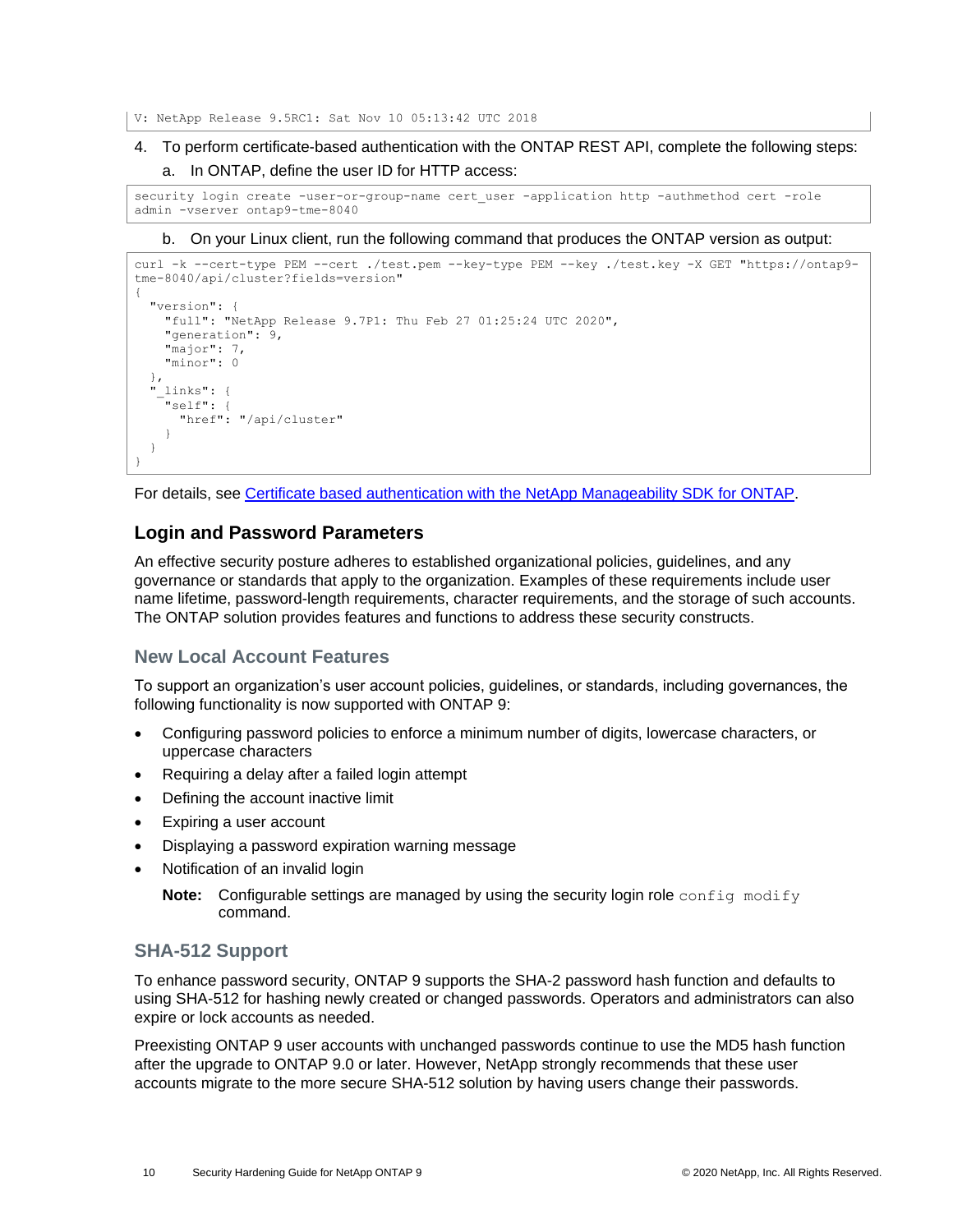```
V: NetApp Release 9.5RC1: Sat Nov 10 05:13:42 UTC 2018
```

4. To perform certificate-based authentication with the ONTAP REST API, complete the following steps:
    a. In ONTAP, define the user ID for HTTP access:

```
security login create -user-or-group-name cert_user -application http -authmethod cert -role admin -vserver ontap9-tme-8040
```

    b. On your Linux client, run the following command that produces the ONTAP version as output:

```
curl -k --cert-type PEM --cert ./test.pem --key-type PEM --key ./test.key -X GET "https://ontap9-tme-8040/api/cluster?fields=version"
{
  "version": {
    "full": "NetApp Release 9.7P1: Thu Feb 27 01:25:24 UTC 2020",
    "generation": 9,
    "major": 7,
    "minor": 0
  },
  "_links": {
    "self": {
      "href": "/api/cluster"
    }
  }
}
```

For details, see Certificate based authentication with the NetApp Manageability SDK for ONTAP.

## Login and Password Parameters

An effective security posture adheres to established organizational policies, guidelines, and any governance or standards that apply to the organization. Examples of these requirements include user name lifetime, password-length requirements, character requirements, and the storage of such accounts. The ONTAP solution provides features and functions to address these security constructs.

### New Local Account Features

To support an organization's user account policies, guidelines, or standards, including governances, the following functionality is now supported with ONTAP 9:

- Configuring password policies to enforce a minimum number of digits, lowercase characters, or uppercase characters
- Requiring a delay after a failed login attempt
- Defining the account inactive limit
- Expiring a user account
- Displaying a password expiration warning message
- Notification of an invalid login

**Note:** Configurable settings are managed by using the security login role `config modify` command.

### SHA-512 Support

To enhance password security, ONTAP 9 supports the SHA-2 password hash function and defaults to using SHA-512 for hashing newly created or changed passwords. Operators and administrators can also expire or lock accounts as needed.

Preexisting ONTAP 9 user accounts with unchanged passwords continue to use the MD5 hash function after the upgrade to ONTAP 9.0 or later. However, NetApp strongly recommends that these user accounts migrate to the more secure SHA-512 solution by having users change their passwords.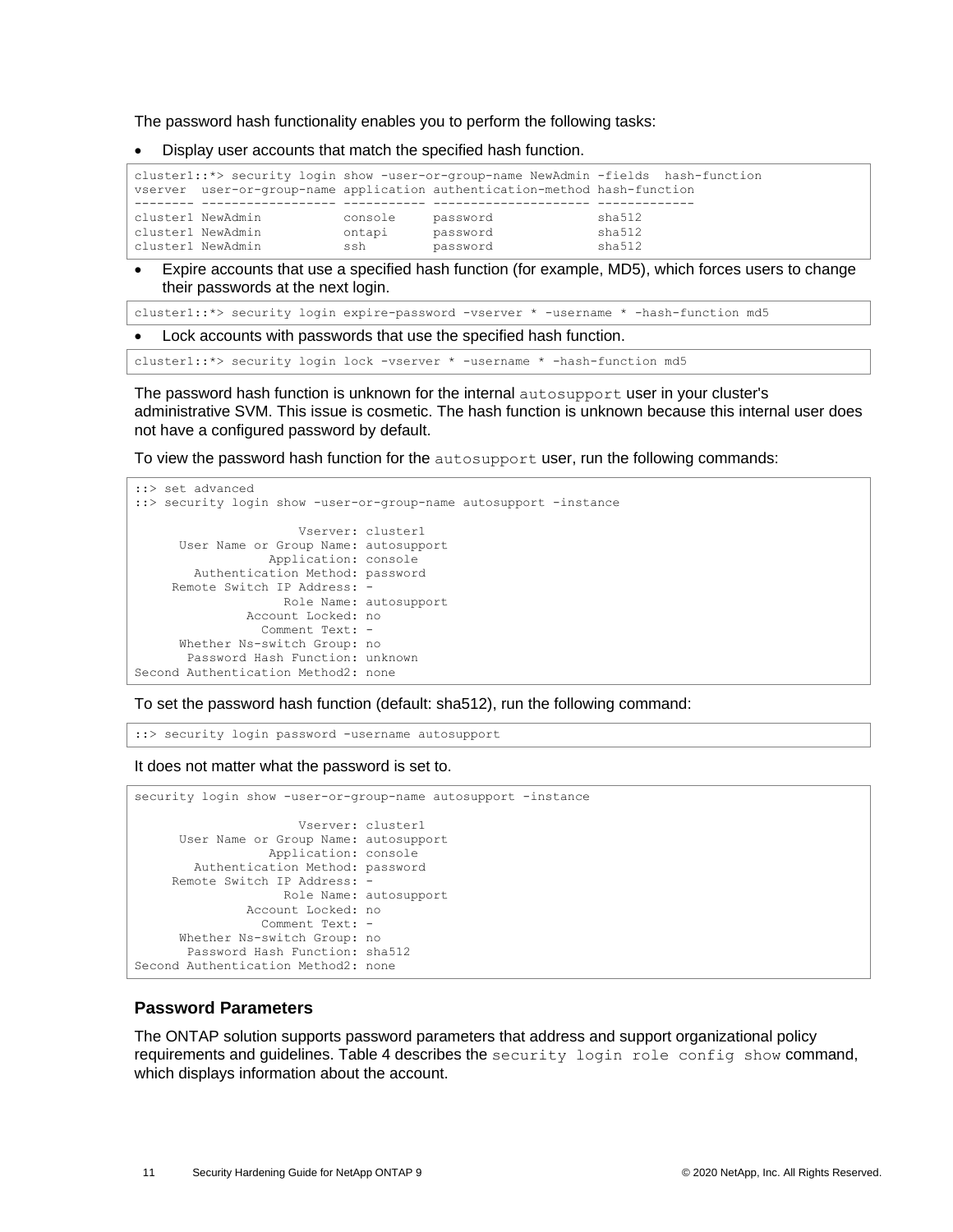The password hash functionality enables you to perform the following tasks:

- Display user accounts that match the specified hash function.

```
cluster1::*> security login show -user-or-group-name NewAdmin -fields  hash-function
vserver  user-or-group-name application authentication-method hash-function
-------- ------------------ ----------- --------------------- -------------
cluster1 NewAdmin           console     password              sha512
cluster1 NewAdmin           ontapi      password              sha512
cluster1 NewAdmin           ssh         password              sha512
```

- Expire accounts that use a specified hash function (for example, MD5), which forces users to change their passwords at the next login.

```
cluster1::*> security login expire-password -vserver * -username * -hash-function md5
```

- Lock accounts with passwords that use the specified hash function.

```
cluster1::*> security login lock -vserver * -username * -hash-function md5
```

The password hash function is unknown for the internal `autosupport` user in your cluster's administrative SVM. This issue is cosmetic. The hash function is unknown because this internal user does not have a configured password by default.

To view the password hash function for the `autosupport` user, run the following commands:

```
::> set advanced
::> security login show -user-or-group-name autosupport -instance

                      Vserver: cluster1
      User Name or Group Name: autosupport
                  Application: console
        Authentication Method: password
     Remote Switch IP Address: -
                    Role Name: autosupport
               Account Locked: no
                 Comment Text: -
      Whether Ns-switch Group: no
       Password Hash Function: unknown
Second Authentication Method2: none
```

To set the password hash function (default: sha512), run the following command:

```
::> security login password -username autosupport
```

It does not matter what the password is set to.

```
security login show -user-or-group-name autosupport -instance

                      Vserver: cluster1
      User Name or Group Name: autosupport
                  Application: console
        Authentication Method: password
     Remote Switch IP Address: -
                    Role Name: autosupport
               Account Locked: no
                 Comment Text: -
      Whether Ns-switch Group: no
       Password Hash Function: sha512
Second Authentication Method2: none
```

### Password Parameters

The ONTAP solution supports password parameters that address and support organizational policy requirements and guidelines. Table 4 describes the `security login role config show` command, which displays information about the account.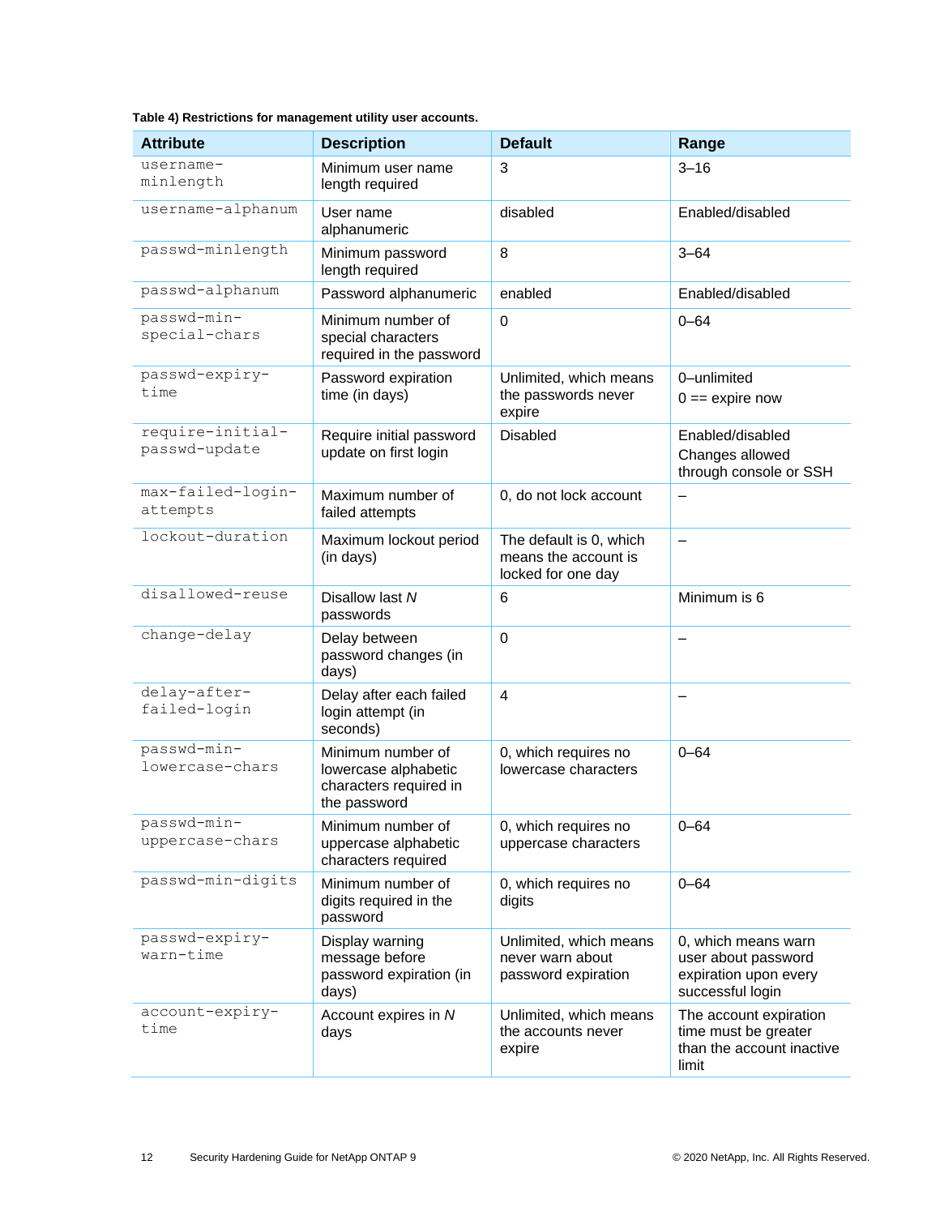**Table 4) Restrictions for management utility user accounts.**

| Attribute | Description | Default | Range |
|---|---|---|---|
| `username-minlength` | Minimum user name length required | 3 | 3–16 |
| `username-alphanum` | User name alphanumeric | disabled | Enabled/disabled |
| `passwd-minlength` | Minimum password length required | 8 | 3–64 |
| `passwd-alphanum` | Password alphanumeric | enabled | Enabled/disabled |
| `passwd-min-special-chars` | Minimum number of special characters required in the password | 0 | 0–64 |
| `passwd-expiry-time` | Password expiration time (in days) | Unlimited, which means the passwords never expire | 0–unlimited<br>0 == expire now |
| `require-initial-passwd-update` | Require initial password update on first login | Disabled | Enabled/disabled<br>Changes allowed through console or SSH |
| `max-failed-login-attempts` | Maximum number of failed attempts | 0, do not lock account | – |
| `lockout-duration` | Maximum lockout period (in days) | The default is 0, which means the account is locked for one day | – |
| `disallowed-reuse` | Disallow last *N* passwords | 6 | Minimum is 6 |
| `change-delay` | Delay between password changes (in days) | 0 | – |
| `delay-after-failed-login` | Delay after each failed login attempt (in seconds) | 4 | – |
| `passwd-min-lowercase-chars` | Minimum number of lowercase alphabetic characters required in the password | 0, which requires no lowercase characters | 0–64 |
| `passwd-min-uppercase-chars` | Minimum number of uppercase alphabetic characters required | 0, which requires no uppercase characters | 0–64 |
| `passwd-min-digits` | Minimum number of digits required in the password | 0, which requires no digits | 0–64 |
| `passwd-expiry-warn-time` | Display warning message before password expiration (in days) | Unlimited, which means never warn about password expiration | 0, which means warn user about password expiration upon every successful login |
| `account-expiry-time` | Account expires in *N* days | Unlimited, which means the accounts never expire | The account expiration time must be greater than the account inactive limit |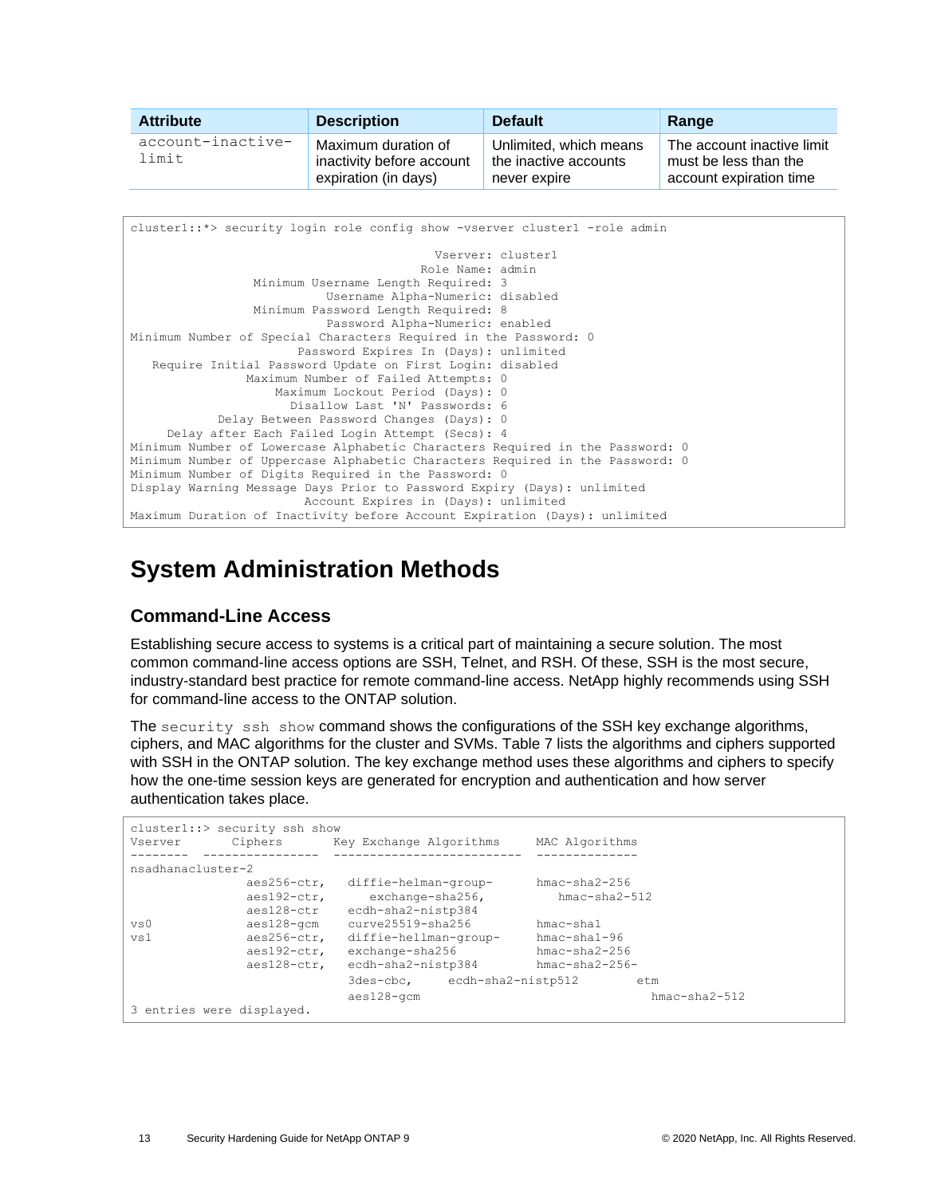| Attribute | Description | Default | Range |
|---|---|---|---|
| account-inactive-limit | Maximum duration of inactivity before account expiration (in days) | Unlimited, which means the inactive accounts never expire | The account inactive limit must be less than the account expiration time |

```
cluster1::*> security login role config show -vserver cluster1 -role admin

                                         Vserver: cluster1
                                       Role Name: admin
                 Minimum Username Length Required: 3
                            Username Alpha-Numeric: disabled
                 Minimum Password Length Required: 8
                            Password Alpha-Numeric: enabled
Minimum Number of Special Characters Required in the Password: 0
                       Password Expires In (Days): unlimited
   Require Initial Password Update on First Login: disabled
                Maximum Number of Failed Attempts: 0
                    Maximum Lockout Period (Days): 0
                      Disallow Last 'N' Passwords: 6
           Delay Between Password Changes (Days): 0
     Delay after Each Failed Login Attempt (Secs): 4
Minimum Number of Lowercase Alphabetic Characters Required in the Password: 0
Minimum Number of Uppercase Alphabetic Characters Required in the Password: 0
Minimum Number of Digits Required in the Password: 0
Display Warning Message Days Prior to Password Expiry (Days): unlimited
                       Account Expires in (Days): unlimited
Maximum Duration of Inactivity before Account Expiration (Days): unlimited
```

# System Administration Methods

## Command-Line Access

Establishing secure access to systems is a critical part of maintaining a secure solution. The most common command-line access options are SSH, Telnet, and RSH. Of these, SSH is the most secure, industry-standard best practice for remote command-line access. NetApp highly recommends using SSH for command-line access to the ONTAP solution.

The `security ssh show` command shows the configurations of the SSH key exchange algorithms, ciphers, and MAC algorithms for the cluster and SVMs. Table 7 lists the algorithms and ciphers supported with SSH in the ONTAP solution. The key exchange method uses these algorithms and ciphers to specify how the one-time session keys are generated for encryption and authentication and how server authentication takes place.

```
cluster1::> security ssh show
Vserver       Ciphers       Key Exchange Algorithms     MAC Algorithms
--------  ----------------  --------------------------  --------------
nsadhanacluster-2
                aes256-ctr,   diffie-helman-group-      hmac-sha2-256
                aes192-ctr,      exchange-sha256,          hmac-sha2-512
                aes128-ctr    ecdh-sha2-nistp384
vs0             aes128-gcm    curve25519-sha256         hmac-sha1
vs1             aes256-ctr,   diffie-hellman-group-     hmac-sha1-96
                aes192-ctr,   exchange-sha256           hmac-sha2-256
                aes128-ctr,   ecdh-sha2-nistp384        hmac-sha2-256-
                              3des-cbc,     ecdh-sha2-nistp512        etm
                              aes128-gcm                                 hmac-sha2-512
3 entries were displayed.
```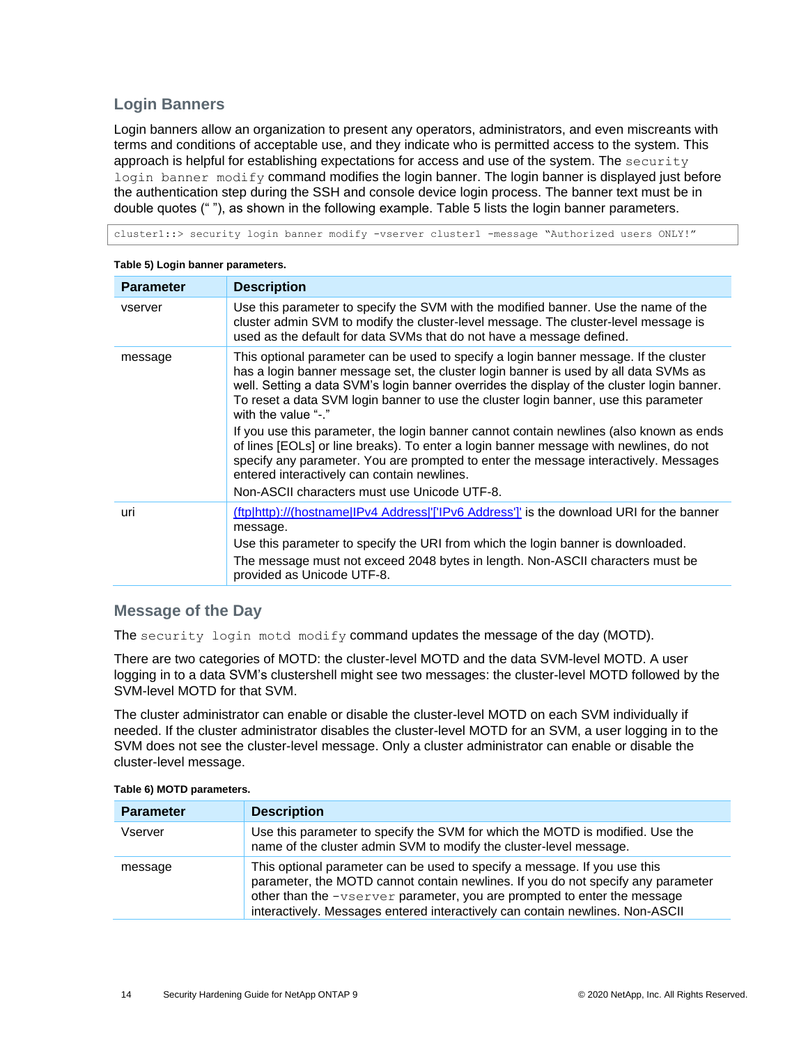### Login Banners

Login banners allow an organization to present any operators, administrators, and even miscreants with terms and conditions of acceptable use, and they indicate who is permitted access to the system. This approach is helpful for establishing expectations for access and use of the system. The `security login banner modify` command modifies the login banner. The login banner is displayed just before the authentication step during the SSH and console device login process. The banner text must be in double quotes (" "), as shown in the following example. Table 5 lists the login banner parameters.

```
cluster1::> security login banner modify -vserver cluster1 -message "Authorized users ONLY!"
```

**Table 5) Login banner parameters.**

| Parameter | Description |
| --- | --- |
| vserver | Use this parameter to specify the SVM with the modified banner. Use the name of the cluster admin SVM to modify the cluster-level message. The cluster-level message is used as the default for data SVMs that do not have a message defined. |
| message | This optional parameter can be used to specify a login banner message. If the cluster has a login banner message set, the cluster login banner is used by all data SVMs as well. Setting a data SVM's login banner overrides the display of the cluster login banner. To reset a data SVM login banner to use the cluster login banner, use this parameter with the value "-."<br>If you use this parameter, the login banner cannot contain newlines (also known as ends of lines [EOLs] or line breaks). To enter a login banner message with newlines, do not specify any parameter. You are prompted to enter the message interactively. Messages entered interactively can contain newlines.<br>Non-ASCII characters must use Unicode UTF-8. |
| uri | (ftp\|http)://(hostname\|IPv4 Address\|'['IPv6 Address']' is the download URI for the banner message.<br>Use this parameter to specify the URI from which the login banner is downloaded.<br>The message must not exceed 2048 bytes in length. Non-ASCII characters must be provided as Unicode UTF-8. |

### Message of the Day

The `security login motd modify` command updates the message of the day (MOTD).

There are two categories of MOTD: the cluster-level MOTD and the data SVM-level MOTD. A user logging in to a data SVM's clustershell might see two messages: the cluster-level MOTD followed by the SVM-level MOTD for that SVM.

The cluster administrator can enable or disable the cluster-level MOTD on each SVM individually if needed. If the cluster administrator disables the cluster-level MOTD for an SVM, a user logging in to the SVM does not see the cluster-level message. Only a cluster administrator can enable or disable the cluster-level message.

**Table 6) MOTD parameters.**

| Parameter | Description |
| --- | --- |
| Vserver | Use this parameter to specify the SVM for which the MOTD is modified. Use the name of the cluster admin SVM to modify the cluster-level message. |
| message | This optional parameter can be used to specify a message. If you use this parameter, the MOTD cannot contain newlines. If you do not specify any parameter other than the `-vserver` parameter, you are prompted to enter the message interactively. Messages entered interactively can contain newlines. Non-ASCII |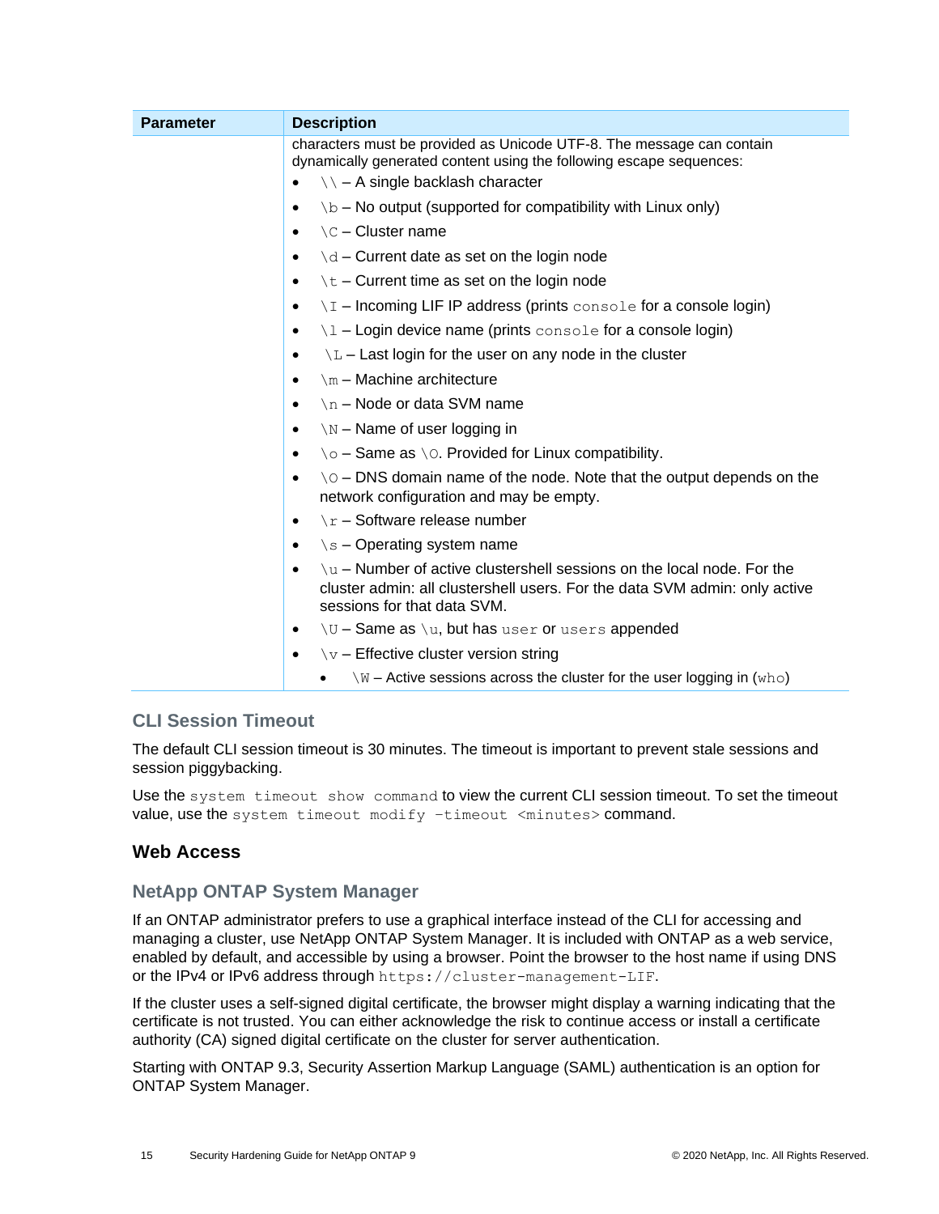| Parameter | Description |
| --- | --- |
| | characters must be provided as Unicode UTF-8. The message can contain dynamically generated content using the following escape sequences:<br>• `\\` – A single backlash character<br>• `\b` – No output (supported for compatibility with Linux only)<br>• `\C` – Cluster name<br>• `\d` – Current date as set on the login node<br>• `\t` – Current time as set on the login node<br>• `\I` – Incoming LIF IP address (prints `console` for a console login)<br>• `\l` – Login device name (prints `console` for a console login)<br>• `\L` – Last login for the user on any node in the cluster<br>• `\m` – Machine architecture<br>• `\n` – Node or data SVM name<br>• `\N` – Name of user logging in<br>• `\o` – Same as `\O`. Provided for Linux compatibility.<br>• `\O` – DNS domain name of the node. Note that the output depends on the network configuration and may be empty.<br>• `\r` – Software release number<br>• `\s` – Operating system name<br>• `\u` – Number of active clustershell sessions on the local node. For the cluster admin: all clustershell users. For the data SVM admin: only active sessions for that data SVM.<br>• `\U` – Same as `\u`, but has `user` or `users` appended<br>• `\v` – Effective cluster version string<br>• `\W` – Active sessions across the cluster for the user logging in (`who`) |

### CLI Session Timeout

The default CLI session timeout is 30 minutes. The timeout is important to prevent stale sessions and session piggybacking.

Use the `system timeout show command` to view the current CLI session timeout. To set the timeout value, use the `system timeout modify -timeout <minutes>` command.

## Web Access

### NetApp ONTAP System Manager

If an ONTAP administrator prefers to use a graphical interface instead of the CLI for accessing and managing a cluster, use NetApp ONTAP System Manager. It is included with ONTAP as a web service, enabled by default, and accessible by using a browser. Point the browser to the host name if using DNS or the IPv4 or IPv6 address through `https://cluster-management-LIF`.

If the cluster uses a self-signed digital certificate, the browser might display a warning indicating that the certificate is not trusted. You can either acknowledge the risk to continue access or install a certificate authority (CA) signed digital certificate on the cluster for server authentication.

Starting with ONTAP 9.3, Security Assertion Markup Language (SAML) authentication is an option for ONTAP System Manager.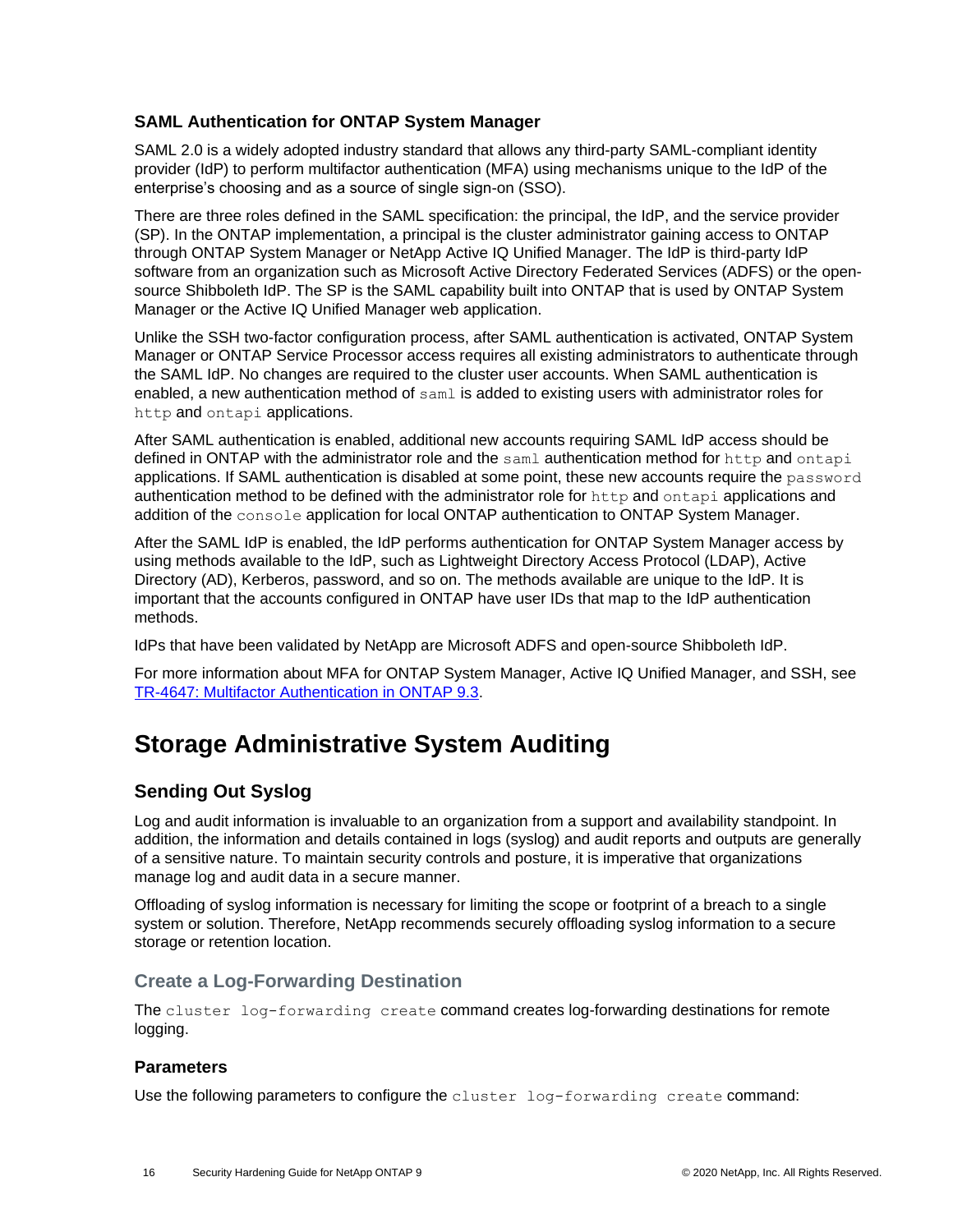### SAML Authentication for ONTAP System Manager

SAML 2.0 is a widely adopted industry standard that allows any third-party SAML-compliant identity provider (IdP) to perform multifactor authentication (MFA) using mechanisms unique to the IdP of the enterprise's choosing and as a source of single sign-on (SSO).

There are three roles defined in the SAML specification: the principal, the IdP, and the service provider (SP). In the ONTAP implementation, a principal is the cluster administrator gaining access to ONTAP through ONTAP System Manager or NetApp Active IQ Unified Manager. The IdP is third-party IdP software from an organization such as Microsoft Active Directory Federated Services (ADFS) or the open-source Shibboleth IdP. The SP is the SAML capability built into ONTAP that is used by ONTAP System Manager or the Active IQ Unified Manager web application.

Unlike the SSH two-factor configuration process, after SAML authentication is activated, ONTAP System Manager or ONTAP Service Processor access requires all existing administrators to authenticate through the SAML IdP. No changes are required to the cluster user accounts. When SAML authentication is enabled, a new authentication method of `saml` is added to existing users with administrator roles for `http` and `ontapi` applications.

After SAML authentication is enabled, additional new accounts requiring SAML IdP access should be defined in ONTAP with the administrator role and the `saml` authentication method for `http` and `ontapi` applications. If SAML authentication is disabled at some point, these new accounts require the `password` authentication method to be defined with the administrator role for `http` and `ontapi` applications and addition of the `console` application for local ONTAP authentication to ONTAP System Manager.

After the SAML IdP is enabled, the IdP performs authentication for ONTAP System Manager access by using methods available to the IdP, such as Lightweight Directory Access Protocol (LDAP), Active Directory (AD), Kerberos, password, and so on. The methods available are unique to the IdP. It is important that the accounts configured in ONTAP have user IDs that map to the IdP authentication methods.

IdPs that have been validated by NetApp are Microsoft ADFS and open-source Shibboleth IdP.

For more information about MFA for ONTAP System Manager, Active IQ Unified Manager, and SSH, see [TR-4647: Multifactor Authentication in ONTAP 9.3](TR-4647: Multifactor Authentication in ONTAP 9.3).

# Storage Administrative System Auditing

## Sending Out Syslog

Log and audit information is invaluable to an organization from a support and availability standpoint. In addition, the information and details contained in logs (syslog) and audit reports and outputs are generally of a sensitive nature. To maintain security controls and posture, it is imperative that organizations manage log and audit data in a secure manner.

Offloading of syslog information is necessary for limiting the scope or footprint of a breach to a single system or solution. Therefore, NetApp recommends securely offloading syslog information to a secure storage or retention location.

### Create a Log-Forwarding Destination

The `cluster log-forwarding create` command creates log-forwarding destinations for remote logging.

### Parameters

Use the following parameters to configure the `cluster log-forwarding create` command: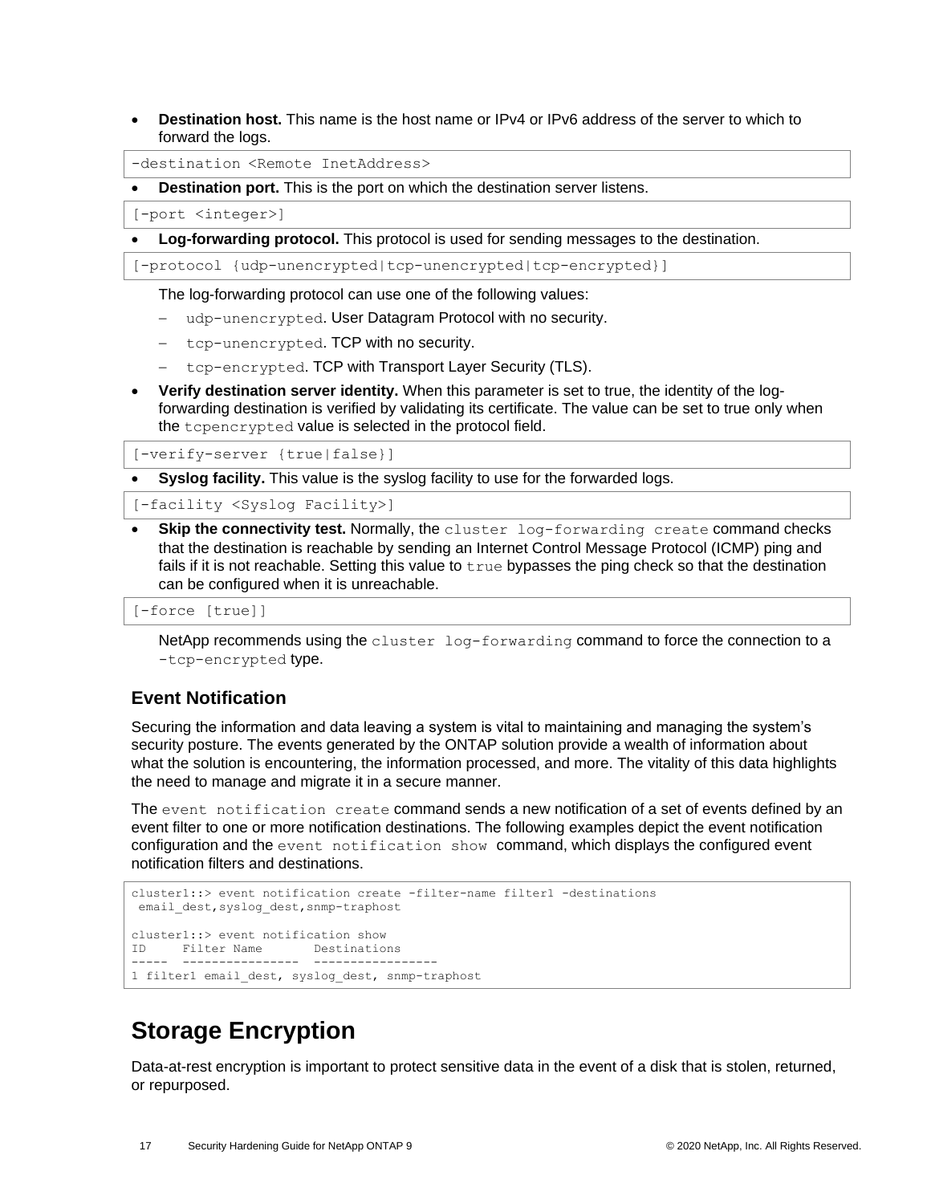- **Destination host.** This name is the host name or IPv4 or IPv6 address of the server to which to forward the logs.

```
-destination <Remote InetAddress>
```

- **Destination port.** This is the port on which the destination server listens.

```
[-port <integer>]
```

- **Log-forwarding protocol.** This protocol is used for sending messages to the destination.

```
[-protocol {udp-unencrypted|tcp-unencrypted|tcp-encrypted}]
```

  The log-forwarding protocol can use one of the following values:

  - `udp-unencrypted`. User Datagram Protocol with no security.
  - `tcp-unencrypted`. TCP with no security.
  - `tcp-encrypted`. TCP with Transport Layer Security (TLS).

- **Verify destination server identity.** When this parameter is set to true, the identity of the log-forwarding destination is verified by validating its certificate. The value can be set to true only when the `tcpencrypted` value is selected in the protocol field.

```
[-verify-server {true|false}]
```

- **Syslog facility.** This value is the syslog facility to use for the forwarded logs.

```
[-facility <Syslog Facility>]
```

- **Skip the connectivity test.** Normally, the `cluster log-forwarding create` command checks that the destination is reachable by sending an Internet Control Message Protocol (ICMP) ping and fails if it is not reachable. Setting this value to `true` bypasses the ping check so that the destination can be configured when it is unreachable.

```
[-force [true]]
```

  NetApp recommends using the `cluster log-forwarding` command to force the connection to a `-tcp-encrypted` type.

### Event Notification

Securing the information and data leaving a system is vital to maintaining and managing the system's security posture. The events generated by the ONTAP solution provide a wealth of information about what the solution is encountering, the information processed, and more. The vitality of this data highlights the need to manage and migrate it in a secure manner.

The `event notification create` command sends a new notification of a set of events defined by an event filter to one or more notification destinations. The following examples depict the event notification configuration and the `event notification show` command, which displays the configured event notification filters and destinations.

```
cluster1::> event notification create -filter-name filter1 -destinations
 email_dest,syslog_dest,snmp-traphost

cluster1::> event notification show
ID     Filter Name       Destinations
-----  ----------------  -----------------
1 filter1 email_dest, syslog_dest, snmp-traphost
```

# Storage Encryption

Data-at-rest encryption is important to protect sensitive data in the event of a disk that is stolen, returned, or repurposed.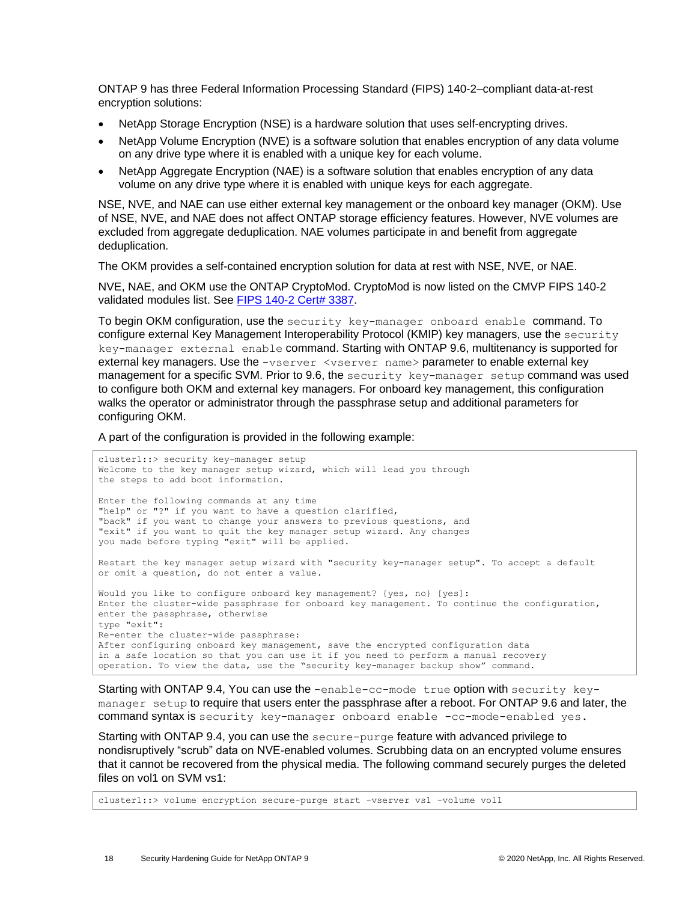ONTAP 9 has three Federal Information Processing Standard (FIPS) 140-2–compliant data-at-rest encryption solutions:

- NetApp Storage Encryption (NSE) is a hardware solution that uses self-encrypting drives.
- NetApp Volume Encryption (NVE) is a software solution that enables encryption of any data volume on any drive type where it is enabled with a unique key for each volume.
- NetApp Aggregate Encryption (NAE) is a software solution that enables encryption of any data volume on any drive type where it is enabled with unique keys for each aggregate.

NSE, NVE, and NAE can use either external key management or the onboard key manager (OKM). Use of NSE, NVE, and NAE does not affect ONTAP storage efficiency features. However, NVE volumes are excluded from aggregate deduplication. NAE volumes participate in and benefit from aggregate deduplication.

The OKM provides a self-contained encryption solution for data at rest with NSE, NVE, or NAE.

NVE, NAE, and OKM use the ONTAP CryptoMod. CryptoMod is now listed on the CMVP FIPS 140-2 validated modules list. See [FIPS 140-2 Cert# 3387](#).

To begin OKM configuration, use the `security key-manager onboard enable` command. To configure external Key Management Interoperability Protocol (KMIP) key managers, use the `security key-manager external enable` command. Starting with ONTAP 9.6, multitenancy is supported for external key managers. Use the `-vserver <vserver name>` parameter to enable external key management for a specific SVM. Prior to 9.6, the `security key-manager setup` command was used to configure both OKM and external key managers. For onboard key management, this configuration walks the operator or administrator through the passphrase setup and additional parameters for configuring OKM.

A part of the configuration is provided in the following example:

```
cluster1::> security key-manager setup
Welcome to the key manager setup wizard, which will lead you through
the steps to add boot information.

Enter the following commands at any time
"help" or "?" if you want to have a question clarified,
"back" if you want to change your answers to previous questions, and
"exit" if you want to quit the key manager setup wizard. Any changes
you made before typing "exit" will be applied.

Restart the key manager setup wizard with "security key-manager setup". To accept a default
or omit a question, do not enter a value.

Would you like to configure onboard key management? {yes, no} [yes]:
Enter the cluster-wide passphrase for onboard key management. To continue the configuration,
enter the passphrase, otherwise
type "exit":
Re-enter the cluster-wide passphrase:
After configuring onboard key management, save the encrypted configuration data
in a safe location so that you can use it if you need to perform a manual recovery
operation. To view the data, use the "security key-manager backup show" command.
```

Starting with ONTAP 9.4, You can use the `-enable-cc-mode true` option with `security key-manager setup` to require that users enter the passphrase after a reboot. For ONTAP 9.6 and later, the command syntax is `security key-manager onboard enable -cc-mode-enabled yes.`

Starting with ONTAP 9.4, you can use the `secure-purge` feature with advanced privilege to nondisruptively "scrub" data on NVE-enabled volumes. Scrubbing data on an encrypted volume ensures that it cannot be recovered from the physical media. The following command securely purges the deleted files on vol1 on SVM vs1:

```
cluster1::> volume encryption secure-purge start -vserver vs1 -volume vol1
```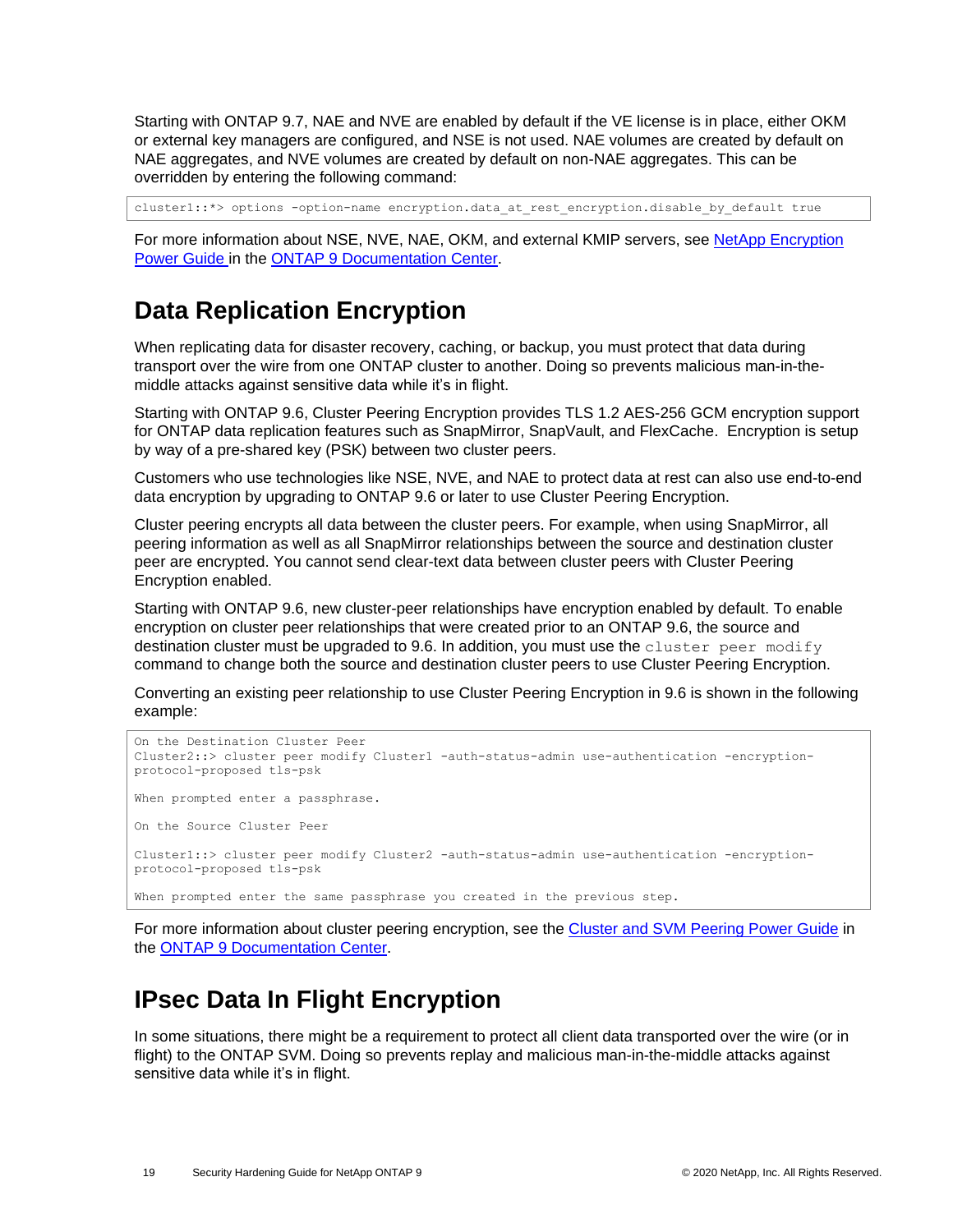Starting with ONTAP 9.7, NAE and NVE are enabled by default if the VE license is in place, either OKM or external key managers are configured, and NSE is not used. NAE volumes are created by default on NAE aggregates, and NVE volumes are created by default on non-NAE aggregates. This can be overridden by entering the following command:

```
cluster1::*> options -option-name encryption.data_at_rest_encryption.disable_by_default true
```

For more information about NSE, NVE, NAE, OKM, and external KMIP servers, see NetApp Encryption Power Guide in the ONTAP 9 Documentation Center.

## Data Replication Encryption

When replicating data for disaster recovery, caching, or backup, you must protect that data during transport over the wire from one ONTAP cluster to another. Doing so prevents malicious man-in-the-middle attacks against sensitive data while it's in flight.

Starting with ONTAP 9.6, Cluster Peering Encryption provides TLS 1.2 AES-256 GCM encryption support for ONTAP data replication features such as SnapMirror, SnapVault, and FlexCache. Encryption is setup by way of a pre-shared key (PSK) between two cluster peers.

Customers who use technologies like NSE, NVE, and NAE to protect data at rest can also use end-to-end data encryption by upgrading to ONTAP 9.6 or later to use Cluster Peering Encryption.

Cluster peering encrypts all data between the cluster peers. For example, when using SnapMirror, all peering information as well as all SnapMirror relationships between the source and destination cluster peer are encrypted. You cannot send clear-text data between cluster peers with Cluster Peering Encryption enabled.

Starting with ONTAP 9.6, new cluster-peer relationships have encryption enabled by default. To enable encryption on cluster peer relationships that were created prior to an ONTAP 9.6, the source and destination cluster must be upgraded to 9.6. In addition, you must use the `cluster peer modify` command to change both the source and destination cluster peers to use Cluster Peering Encryption.

Converting an existing peer relationship to use Cluster Peering Encryption in 9.6 is shown in the following example:

```
On the Destination Cluster Peer
Cluster2::> cluster peer modify Cluster1 -auth-status-admin use-authentication -encryption-protocol-proposed tls-psk

When prompted enter a passphrase.

On the Source Cluster Peer

Cluster1::> cluster peer modify Cluster2 -auth-status-admin use-authentication -encryption-protocol-proposed tls-psk

When prompted enter the same passphrase you created in the previous step.
```

For more information about cluster peering encryption, see the Cluster and SVM Peering Power Guide in the ONTAP 9 Documentation Center.

## IPsec Data In Flight Encryption

In some situations, there might be a requirement to protect all client data transported over the wire (or in flight) to the ONTAP SVM. Doing so prevents replay and malicious man-in-the-middle attacks against sensitive data while it's in flight.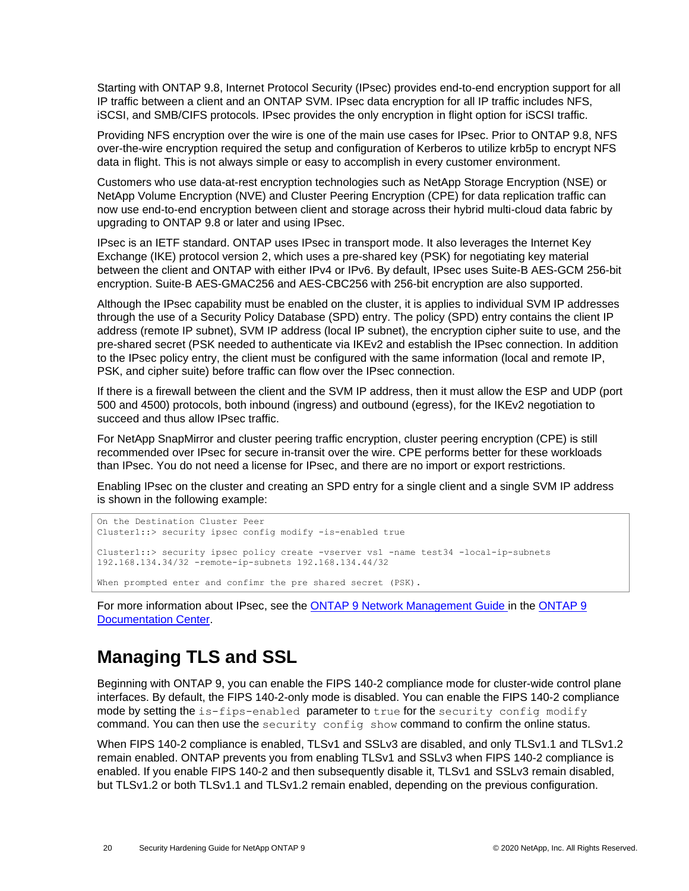Starting with ONTAP 9.8, Internet Protocol Security (IPsec) provides end-to-end encryption support for all IP traffic between a client and an ONTAP SVM. IPsec data encryption for all IP traffic includes NFS, iSCSI, and SMB/CIFS protocols. IPsec provides the only encryption in flight option for iSCSI traffic.

Providing NFS encryption over the wire is one of the main use cases for IPsec. Prior to ONTAP 9.8, NFS over-the-wire encryption required the setup and configuration of Kerberos to utilize krb5p to encrypt NFS data in flight. This is not always simple or easy to accomplish in every customer environment.

Customers who use data-at-rest encryption technologies such as NetApp Storage Encryption (NSE) or NetApp Volume Encryption (NVE) and Cluster Peering Encryption (CPE) for data replication traffic can now use end-to-end encryption between client and storage across their hybrid multi-cloud data fabric by upgrading to ONTAP 9.8 or later and using IPsec.

IPsec is an IETF standard. ONTAP uses IPsec in transport mode. It also leverages the Internet Key Exchange (IKE) protocol version 2, which uses a pre-shared key (PSK) for negotiating key material between the client and ONTAP with either IPv4 or IPv6. By default, IPsec uses Suite-B AES-GCM 256-bit encryption. Suite-B AES-GMAC256 and AES-CBC256 with 256-bit encryption are also supported.

Although the IPsec capability must be enabled on the cluster, it is applies to individual SVM IP addresses through the use of a Security Policy Database (SPD) entry. The policy (SPD) entry contains the client IP address (remote IP subnet), SVM IP address (local IP subnet), the encryption cipher suite to use, and the pre-shared secret (PSK needed to authenticate via IKEv2 and establish the IPsec connection. In addition to the IPsec policy entry, the client must be configured with the same information (local and remote IP, PSK, and cipher suite) before traffic can flow over the IPsec connection.

If there is a firewall between the client and the SVM IP address, then it must allow the ESP and UDP (port 500 and 4500) protocols, both inbound (ingress) and outbound (egress), for the IKEv2 negotiation to succeed and thus allow IPsec traffic.

For NetApp SnapMirror and cluster peering traffic encryption, cluster peering encryption (CPE) is still recommended over IPsec for secure in-transit over the wire. CPE performs better for these workloads than IPsec. You do not need a license for IPsec, and there are no import or export restrictions.

Enabling IPsec on the cluster and creating an SPD entry for a single client and a single SVM IP address is shown in the following example:

```
On the Destination Cluster Peer
Cluster1::> security ipsec config modify -is-enabled true

Cluster1::> security ipsec policy create -vserver vs1 -name test34 -local-ip-subnets
192.168.134.34/32 -remote-ip-subnets 192.168.134.44/32

When prompted enter and confimr the pre shared secret (PSK).
```

For more information about IPsec, see the [ONTAP 9 Network Management Guide](#) in the [ONTAP 9 Documentation Center](#).

## Managing TLS and SSL

Beginning with ONTAP 9, you can enable the FIPS 140-2 compliance mode for cluster-wide control plane interfaces. By default, the FIPS 140-2-only mode is disabled. You can enable the FIPS 140-2 compliance mode by setting the `is-fips-enabled` parameter to `true` for the `security config modify` command. You can then use the `security config show` command to confirm the online status.

When FIPS 140-2 compliance is enabled, TLSv1 and SSLv3 are disabled, and only TLSv1.1 and TLSv1.2 remain enabled. ONTAP prevents you from enabling TLSv1 and SSLv3 when FIPS 140-2 compliance is enabled. If you enable FIPS 140-2 and then subsequently disable it, TLSv1 and SSLv3 remain disabled, but TLSv1.2 or both TLSv1.1 and TLSv1.2 remain enabled, depending on the previous configuration.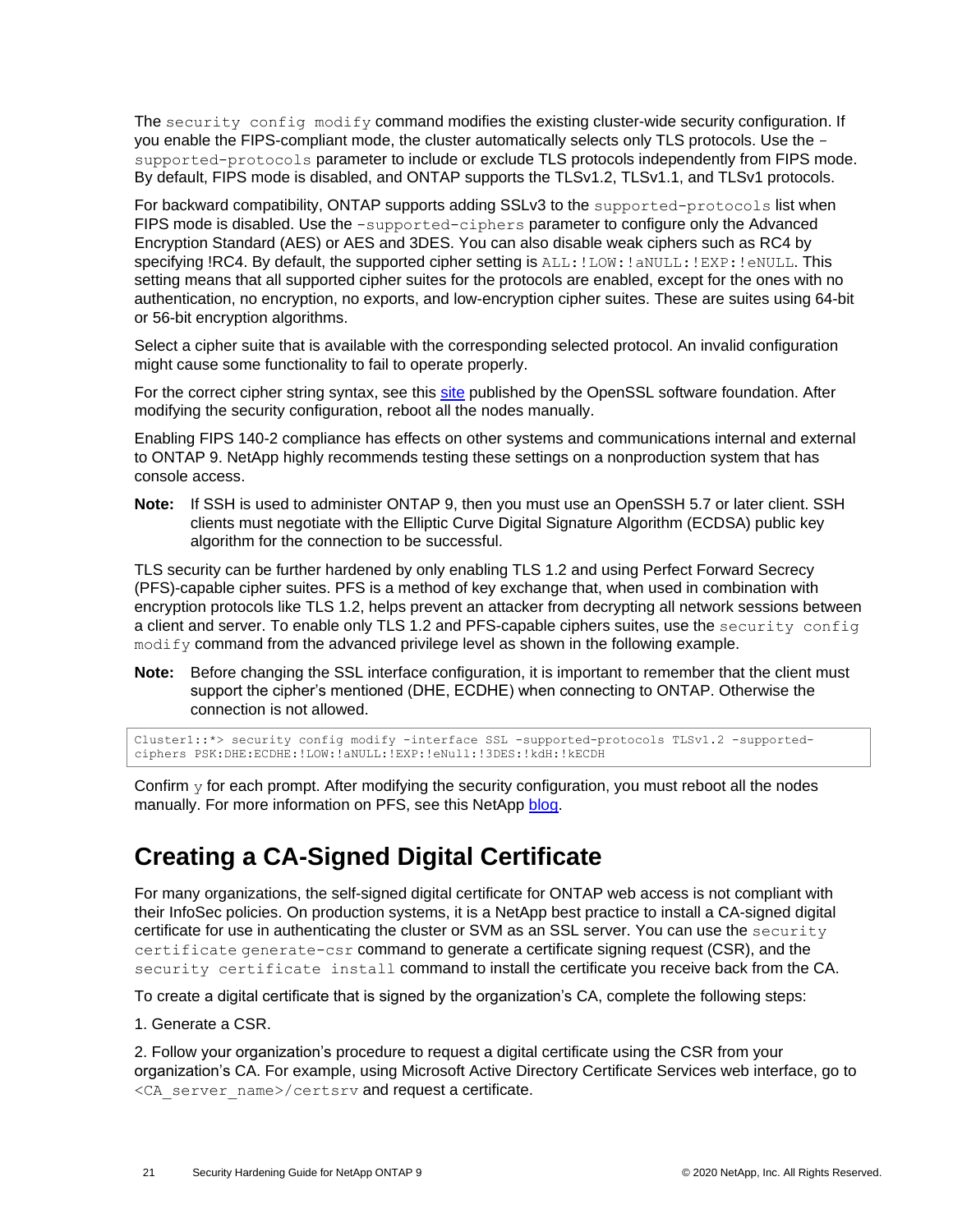The `security config modify` command modifies the existing cluster-wide security configuration. If you enable the FIPS-compliant mode, the cluster automatically selects only TLS protocols. Use the `-supported-protocols` parameter to include or exclude TLS protocols independently from FIPS mode. By default, FIPS mode is disabled, and ONTAP supports the TLSv1.2, TLSv1.1, and TLSv1 protocols.

For backward compatibility, ONTAP supports adding SSLv3 to the `supported-protocols` list when FIPS mode is disabled. Use the `-supported-ciphers` parameter to configure only the Advanced Encryption Standard (AES) or AES and 3DES. You can also disable weak ciphers such as RC4 by specifying !RC4. By default, the supported cipher setting is `ALL:!LOW:!aNULL:!EXP:!eNULL`. This setting means that all supported cipher suites for the protocols are enabled, except for the ones with no authentication, no encryption, no exports, and low-encryption cipher suites. These are suites using 64-bit or 56-bit encryption algorithms.

Select a cipher suite that is available with the corresponding selected protocol. An invalid configuration might cause some functionality to fail to operate properly.

For the correct cipher string syntax, see this site published by the OpenSSL software foundation. After modifying the security configuration, reboot all the nodes manually.

Enabling FIPS 140-2 compliance has effects on other systems and communications internal and external to ONTAP 9. NetApp highly recommends testing these settings on a nonproduction system that has console access.

**Note:** If SSH is used to administer ONTAP 9, then you must use an OpenSSH 5.7 or later client. SSH clients must negotiate with the Elliptic Curve Digital Signature Algorithm (ECDSA) public key algorithm for the connection to be successful.

TLS security can be further hardened by only enabling TLS 1.2 and using Perfect Forward Secrecy (PFS)-capable cipher suites. PFS is a method of key exchange that, when used in combination with encryption protocols like TLS 1.2, helps prevent an attacker from decrypting all network sessions between a client and server. To enable only TLS 1.2 and PFS-capable ciphers suites, use the `security config modify` command from the advanced privilege level as shown in the following example.

**Note:** Before changing the SSL interface configuration, it is important to remember that the client must support the cipher's mentioned (DHE, ECDHE) when connecting to ONTAP. Otherwise the connection is not allowed.

```
Cluster1::*> security config modify -interface SSL -supported-protocols TLSv1.2 -supported-ciphers PSK:DHE:ECDHE:!LOW:!aNULL:!EXP:!eNull:!3DES:!kdH:!kECDH
```

Confirm `y` for each prompt. After modifying the security configuration, you must reboot all the nodes manually. For more information on PFS, see this NetApp blog.

## Creating a CA-Signed Digital Certificate

For many organizations, the self-signed digital certificate for ONTAP web access is not compliant with their InfoSec policies. On production systems, it is a NetApp best practice to install a CA-signed digital certificate for use in authenticating the cluster or SVM as an SSL server. You can use the `security certificate generate-csr` command to generate a certificate signing request (CSR), and the `security certificate install` command to install the certificate you receive back from the CA.

To create a digital certificate that is signed by the organization's CA, complete the following steps:

1. Generate a CSR.

2. Follow your organization's procedure to request a digital certificate using the CSR from your organization's CA. For example, using Microsoft Active Directory Certificate Services web interface, go to `<CA_server_name>/certsrv` and request a certificate.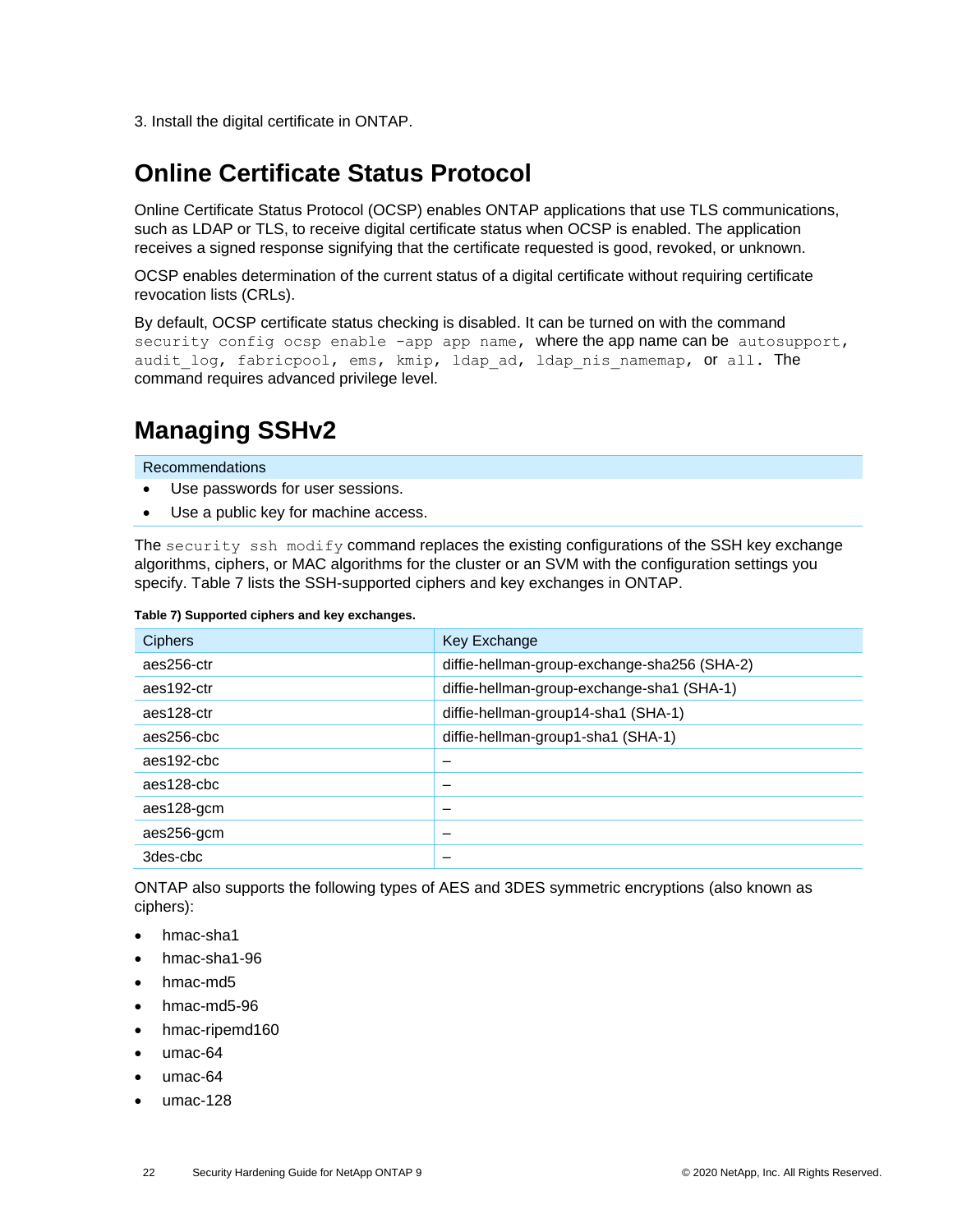3. Install the digital certificate in ONTAP.

## Online Certificate Status Protocol

Online Certificate Status Protocol (OCSP) enables ONTAP applications that use TLS communications, such as LDAP or TLS, to receive digital certificate status when OCSP is enabled. The application receives a signed response signifying that the certificate requested is good, revoked, or unknown.

OCSP enables determination of the current status of a digital certificate without requiring certificate revocation lists (CRLs).

By default, OCSP certificate status checking is disabled. It can be turned on with the command `security config ocsp enable -app app name`, where the app name can be `autosupport`, `audit_log`, `fabricpool`, `ems`, `kmip`, `ldap_ad`, `ldap_nis_namemap`, or `all`. The command requires advanced privilege level.

## Managing SSHv2

| Recommendations |
|---|
| • Use passwords for user sessions.<br>• Use a public key for machine access. |

The `security ssh modify` command replaces the existing configurations of the SSH key exchange algorithms, ciphers, or MAC algorithms for the cluster or an SVM with the configuration settings you specify. Table 7 lists the SSH-supported ciphers and key exchanges in ONTAP.

**Table 7) Supported ciphers and key exchanges.**

| Ciphers | Key Exchange |
|---|---|
| aes256-ctr | diffie-hellman-group-exchange-sha256 (SHA-2) |
| aes192-ctr | diffie-hellman-group-exchange-sha1 (SHA-1) |
| aes128-ctr | diffie-hellman-group14-sha1 (SHA-1) |
| aes256-cbc | diffie-hellman-group1-sha1 (SHA-1) |
| aes192-cbc | – |
| aes128-cbc | – |
| aes128-gcm | – |
| aes256-gcm | – |
| 3des-cbc | – |

ONTAP also supports the following types of AES and 3DES symmetric encryptions (also known as ciphers):

- hmac-sha1
- hmac-sha1-96
- hmac-md5
- hmac-md5-96
- hmac-ripemd160
- umac-64
- umac-64
- umac-128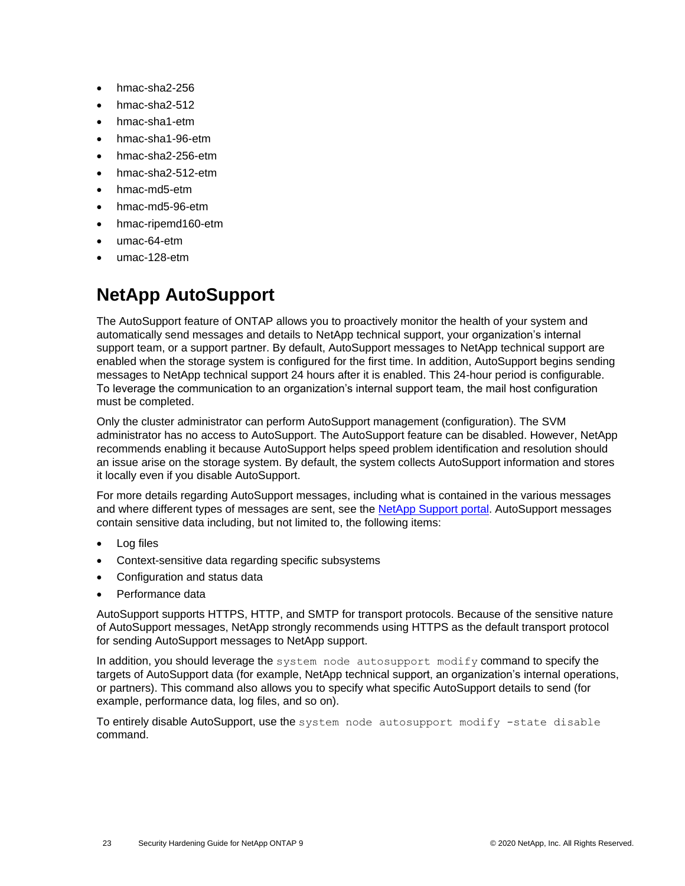- hmac-sha2-256
- hmac-sha2-512
- hmac-sha1-etm
- hmac-sha1-96-etm
- hmac-sha2-256-etm
- hmac-sha2-512-etm
- hmac-md5-etm
- hmac-md5-96-etm
- hmac-ripemd160-etm
- umac-64-etm
- umac-128-etm

## NetApp AutoSupport

The AutoSupport feature of ONTAP allows you to proactively monitor the health of your system and automatically send messages and details to NetApp technical support, your organization's internal support team, or a support partner. By default, AutoSupport messages to NetApp technical support are enabled when the storage system is configured for the first time. In addition, AutoSupport begins sending messages to NetApp technical support 24 hours after it is enabled. This 24-hour period is configurable. To leverage the communication to an organization's internal support team, the mail host configuration must be completed.

Only the cluster administrator can perform AutoSupport management (configuration). The SVM administrator has no access to AutoSupport. The AutoSupport feature can be disabled. However, NetApp recommends enabling it because AutoSupport helps speed problem identification and resolution should an issue arise on the storage system. By default, the system collects AutoSupport information and stores it locally even if you disable AutoSupport.

For more details regarding AutoSupport messages, including what is contained in the various messages and where different types of messages are sent, see the NetApp Support portal. AutoSupport messages contain sensitive data including, but not limited to, the following items:

- Log files
- Context-sensitive data regarding specific subsystems
- Configuration and status data
- Performance data

AutoSupport supports HTTPS, HTTP, and SMTP for transport protocols. Because of the sensitive nature of AutoSupport messages, NetApp strongly recommends using HTTPS as the default transport protocol for sending AutoSupport messages to NetApp support.

In addition, you should leverage the `system node autosupport modify` command to specify the targets of AutoSupport data (for example, NetApp technical support, an organization's internal operations, or partners). This command also allows you to specify what specific AutoSupport details to send (for example, performance data, log files, and so on).

To entirely disable AutoSupport, use the `system node autosupport modify -state disable` command.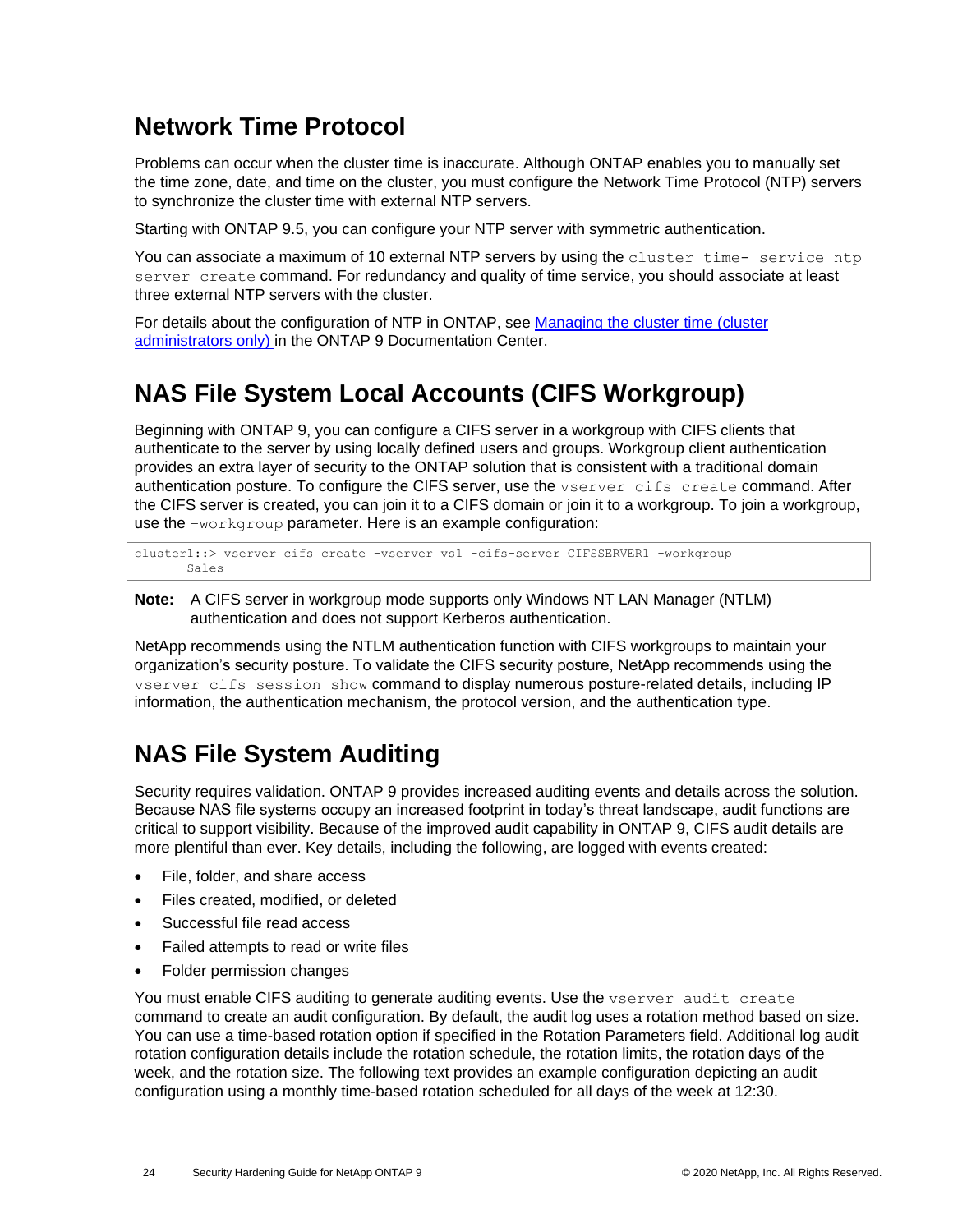## Network Time Protocol

Problems can occur when the cluster time is inaccurate. Although ONTAP enables you to manually set the time zone, date, and time on the cluster, you must configure the Network Time Protocol (NTP) servers to synchronize the cluster time with external NTP servers.

Starting with ONTAP 9.5, you can configure your NTP server with symmetric authentication.

You can associate a maximum of 10 external NTP servers by using the `cluster time- service ntp server create` command. For redundancy and quality of time service, you should associate at least three external NTP servers with the cluster.

For details about the configuration of NTP in ONTAP, see [Managing the cluster time (cluster administrators only)](#) in the ONTAP 9 Documentation Center.

## NAS File System Local Accounts (CIFS Workgroup)

Beginning with ONTAP 9, you can configure a CIFS server in a workgroup with CIFS clients that authenticate to the server by using locally defined users and groups. Workgroup client authentication provides an extra layer of security to the ONTAP solution that is consistent with a traditional domain authentication posture. To configure the CIFS server, use the `vserver cifs create` command. After the CIFS server is created, you can join it to a CIFS domain or join it to a workgroup. To join a workgroup, use the `–workgroup` parameter. Here is an example configuration:

```
cluster1::> vserver cifs create -vserver vs1 -cifs-server CIFSSERVER1 -workgroup
       Sales
```

**Note:** A CIFS server in workgroup mode supports only Windows NT LAN Manager (NTLM) authentication and does not support Kerberos authentication.

NetApp recommends using the NTLM authentication function with CIFS workgroups to maintain your organization's security posture. To validate the CIFS security posture, NetApp recommends using the `vserver cifs session show` command to display numerous posture-related details, including IP information, the authentication mechanism, the protocol version, and the authentication type.

## NAS File System Auditing

Security requires validation. ONTAP 9 provides increased auditing events and details across the solution. Because NAS file systems occupy an increased footprint in today's threat landscape, audit functions are critical to support visibility. Because of the improved audit capability in ONTAP 9, CIFS audit details are more plentiful than ever. Key details, including the following, are logged with events created:

- File, folder, and share access
- Files created, modified, or deleted
- Successful file read access
- Failed attempts to read or write files
- Folder permission changes

You must enable CIFS auditing to generate auditing events. Use the `vserver audit create` command to create an audit configuration. By default, the audit log uses a rotation method based on size. You can use a time-based rotation option if specified in the Rotation Parameters field. Additional log audit rotation configuration details include the rotation schedule, the rotation limits, the rotation days of the week, and the rotation size. The following text provides an example configuration depicting an audit configuration using a monthly time-based rotation scheduled for all days of the week at 12:30.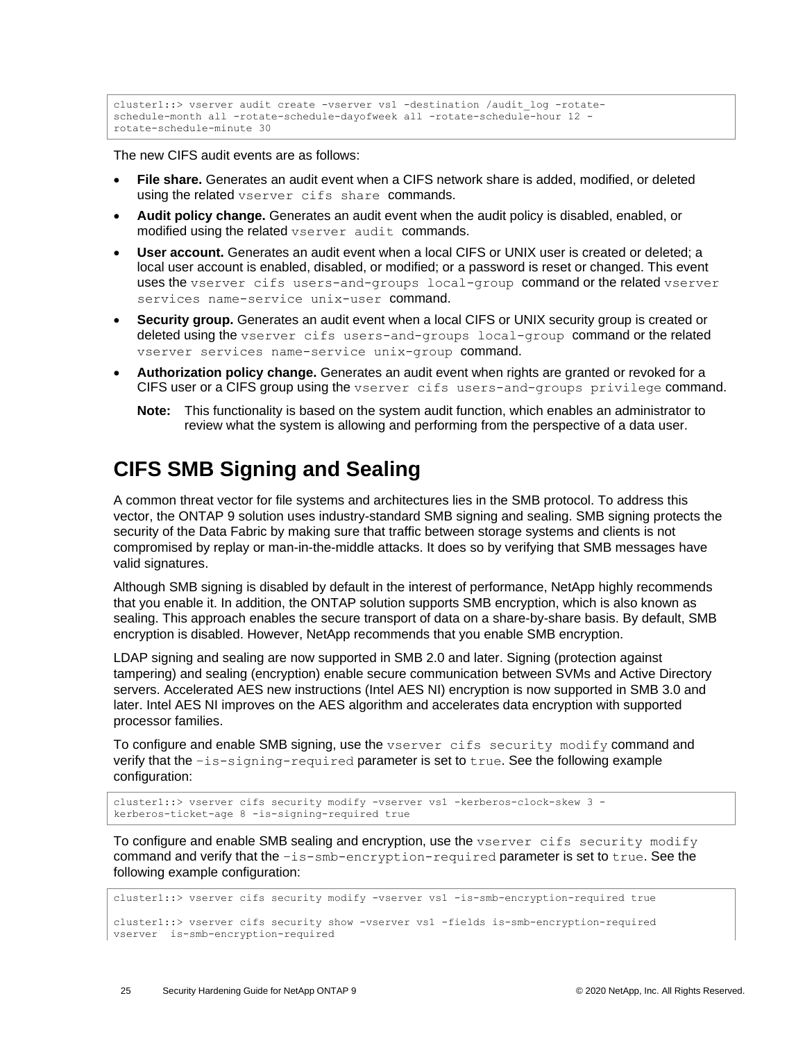```
cluster1::> vserver audit create -vserver vs1 -destination /audit_log -rotate-
schedule-month all -rotate-schedule-dayofweek all -rotate-schedule-hour 12 -
rotate-schedule-minute 30
```

The new CIFS audit events are as follows:

- **File share.** Generates an audit event when a CIFS network share is added, modified, or deleted using the related `vserver cifs share` commands.
- **Audit policy change.** Generates an audit event when the audit policy is disabled, enabled, or modified using the related `vserver audit` commands.
- **User account.** Generates an audit event when a local CIFS or UNIX user is created or deleted; a local user account is enabled, disabled, or modified; or a password is reset or changed. This event uses the `vserver cifs users-and-groups local-group` command or the related `vserver services name-service unix-user` command.
- **Security group.** Generates an audit event when a local CIFS or UNIX security group is created or deleted using the `vserver cifs users-and-groups local-group` command or the related `vserver services name-service unix-group` command.
- **Authorization policy change.** Generates an audit event when rights are granted or revoked for a CIFS user or a CIFS group using the `vserver cifs users-and-groups privilege` command.

  **Note:** This functionality is based on the system audit function, which enables an administrator to review what the system is allowing and performing from the perspective of a data user.

# CIFS SMB Signing and Sealing

A common threat vector for file systems and architectures lies in the SMB protocol. To address this vector, the ONTAP 9 solution uses industry-standard SMB signing and sealing. SMB signing protects the security of the Data Fabric by making sure that traffic between storage systems and clients is not compromised by replay or man-in-the-middle attacks. It does so by verifying that SMB messages have valid signatures.

Although SMB signing is disabled by default in the interest of performance, NetApp highly recommends that you enable it. In addition, the ONTAP solution supports SMB encryption, which is also known as sealing. This approach enables the secure transport of data on a share-by-share basis. By default, SMB encryption is disabled. However, NetApp recommends that you enable SMB encryption.

LDAP signing and sealing are now supported in SMB 2.0 and later. Signing (protection against tampering) and sealing (encryption) enable secure communication between SVMs and Active Directory servers. Accelerated AES new instructions (Intel AES NI) encryption is now supported in SMB 3.0 and later. Intel AES NI improves on the AES algorithm and accelerates data encryption with supported processor families.

To configure and enable SMB signing, use the `vserver cifs security modify` command and verify that the `–is-signing-required` parameter is set to `true`. See the following example configuration:

```
cluster1::> vserver cifs security modify -vserver vs1 -kerberos-clock-skew 3 -
kerberos-ticket-age 8 -is-signing-required true
```

To configure and enable SMB sealing and encryption, use the `vserver cifs security modify` command and verify that the `–is-smb-encryption-required` parameter is set to `true`. See the following example configuration:

```
cluster1::> vserver cifs security modify -vserver vs1 -is-smb-encryption-required true

cluster1::> vserver cifs security show -vserver vs1 -fields is-smb-encryption-required
vserver  is-smb-encryption-required
```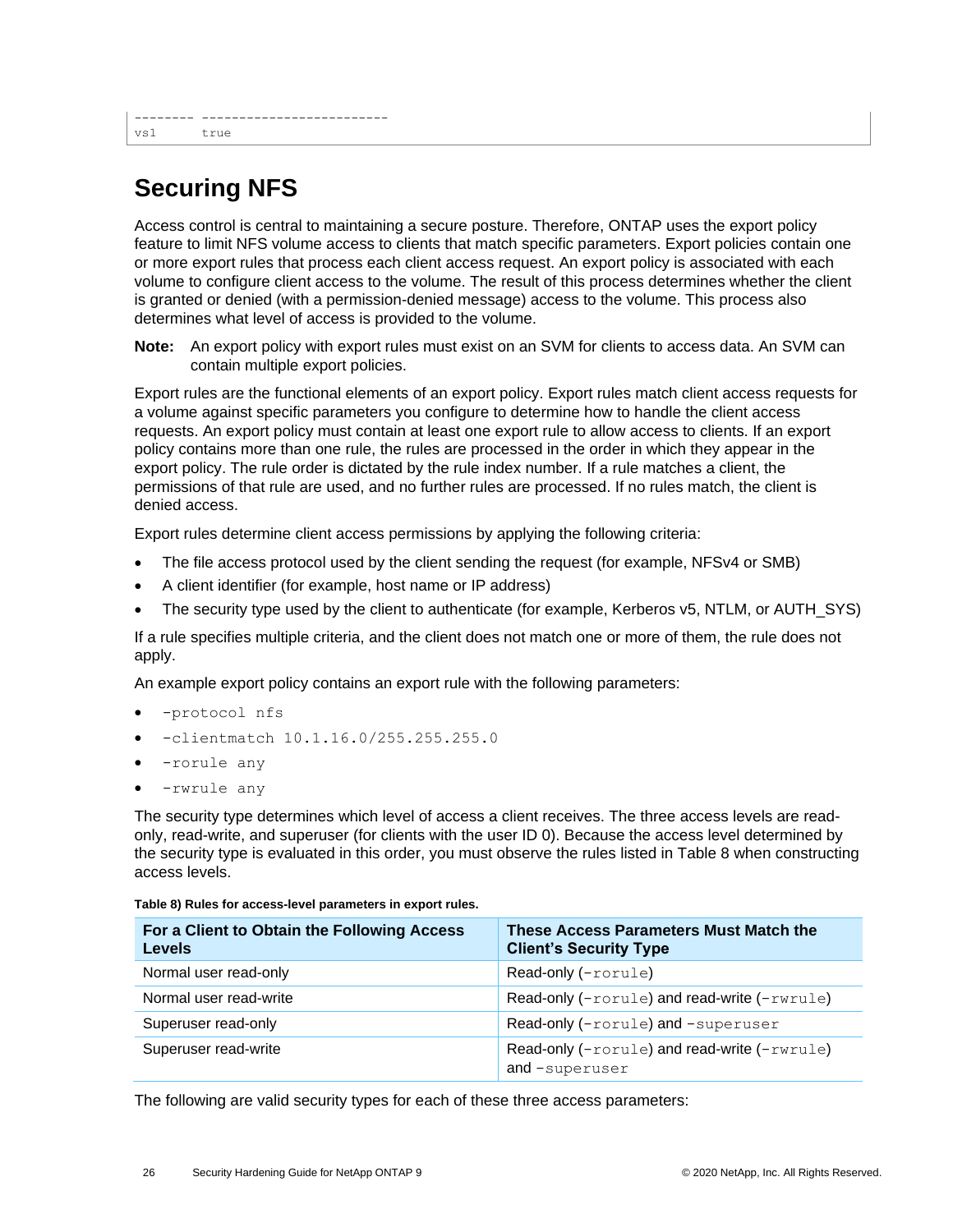```
-------- -------------------------
vs1      true
```

## Securing NFS

Access control is central to maintaining a secure posture. Therefore, ONTAP uses the export policy feature to limit NFS volume access to clients that match specific parameters. Export policies contain one or more export rules that process each client access request. An export policy is associated with each volume to configure client access to the volume. The result of this process determines whether the client is granted or denied (with a permission-denied message) access to the volume. This process also determines what level of access is provided to the volume.

**Note:** An export policy with export rules must exist on an SVM for clients to access data. An SVM can contain multiple export policies.

Export rules are the functional elements of an export policy. Export rules match client access requests for a volume against specific parameters you configure to determine how to handle the client access requests. An export policy must contain at least one export rule to allow access to clients. If an export policy contains more than one rule, the rules are processed in the order in which they appear in the export policy. The rule order is dictated by the rule index number. If a rule matches a client, the permissions of that rule are used, and no further rules are processed. If no rules match, the client is denied access.

Export rules determine client access permissions by applying the following criteria:

- The file access protocol used by the client sending the request (for example, NFSv4 or SMB)
- A client identifier (for example, host name or IP address)
- The security type used by the client to authenticate (for example, Kerberos v5, NTLM, or AUTH_SYS)

If a rule specifies multiple criteria, and the client does not match one or more of them, the rule does not apply.

An example export policy contains an export rule with the following parameters:

- `-protocol nfs`
- `-clientmatch 10.1.16.0/255.255.255.0`
- `-rorule any`
- `-rwrule any`

The security type determines which level of access a client receives. The three access levels are read-only, read-write, and superuser (for clients with the user ID 0). Because the access level determined by the security type is evaluated in this order, you must observe the rules listed in Table 8 when constructing access levels.

**Table 8) Rules for access-level parameters in export rules.**

| For a Client to Obtain the Following Access Levels | These Access Parameters Must Match the Client's Security Type |
|---|---|
| Normal user read-only | Read-only (`-rorule`) |
| Normal user read-write | Read-only (`-rorule`) and read-write (`-rwrule`) |
| Superuser read-only | Read-only (`-rorule`) and `-superuser` |
| Superuser read-write | Read-only (`-rorule`) and read-write (`-rwrule`) and `-superuser` |

The following are valid security types for each of these three access parameters: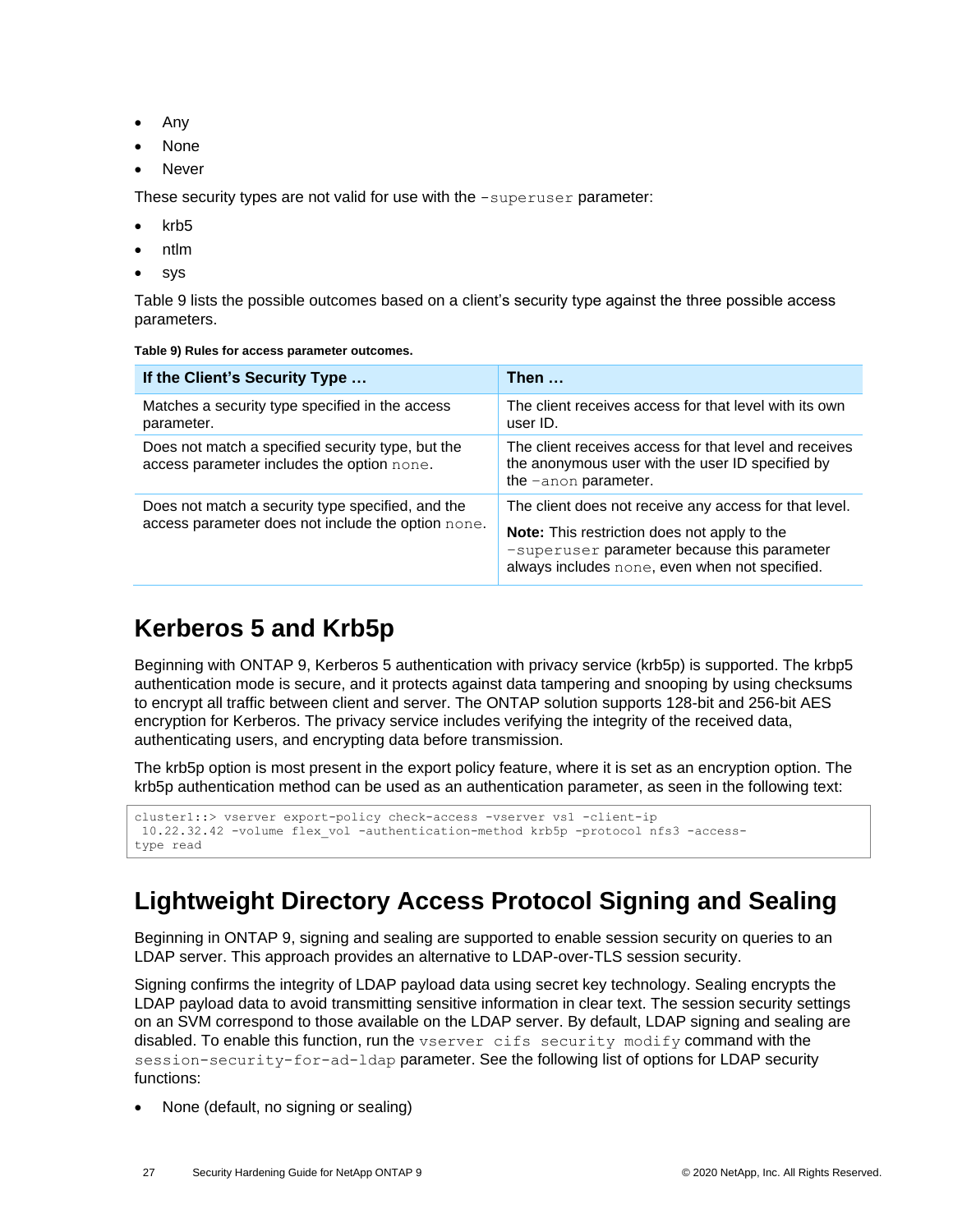- Any
- None
- Never

These security types are not valid for use with the `-superuser` parameter:

- krb5
- ntlm
- sys

Table 9 lists the possible outcomes based on a client's security type against the three possible access parameters.

**Table 9) Rules for access parameter outcomes.**

| If the Client's Security Type … | Then … |
|---|---|
| Matches a security type specified in the access parameter. | The client receives access for that level with its own user ID. |
| Does not match a specified security type, but the access parameter includes the option `none`. | The client receives access for that level and receives the anonymous user with the user ID specified by the `-anon` parameter. |
| Does not match a security type specified, and the access parameter does not include the option `none`. | The client does not receive any access for that level. **Note:** This restriction does not apply to the `-superuser` parameter because this parameter always includes `none`, even when not specified. |

## Kerberos 5 and Krb5p

Beginning with ONTAP 9, Kerberos 5 authentication with privacy service (krb5p) is supported. The krbp5 authentication mode is secure, and it protects against data tampering and snooping by using checksums to encrypt all traffic between client and server. The ONTAP solution supports 128-bit and 256-bit AES encryption for Kerberos. The privacy service includes verifying the integrity of the received data, authenticating users, and encrypting data before transmission.

The krb5p option is most present in the export policy feature, where it is set as an encryption option. The krb5p authentication method can be used as an authentication parameter, as seen in the following text:

```
cluster1::> vserver export-policy check-access -vserver vs1 -client-ip
 10.22.32.42 -volume flex_vol -authentication-method krb5p -protocol nfs3 -access-
type read
```

## Lightweight Directory Access Protocol Signing and Sealing

Beginning in ONTAP 9, signing and sealing are supported to enable session security on queries to an LDAP server. This approach provides an alternative to LDAP-over-TLS session security.

Signing confirms the integrity of LDAP payload data using secret key technology. Sealing encrypts the LDAP payload data to avoid transmitting sensitive information in clear text. The session security settings on an SVM correspond to those available on the LDAP server. By default, LDAP signing and sealing are disabled. To enable this function, run the `vserver cifs security modify` command with the `session-security-for-ad-ldap` parameter. See the following list of options for LDAP security functions:

- None (default, no signing or sealing)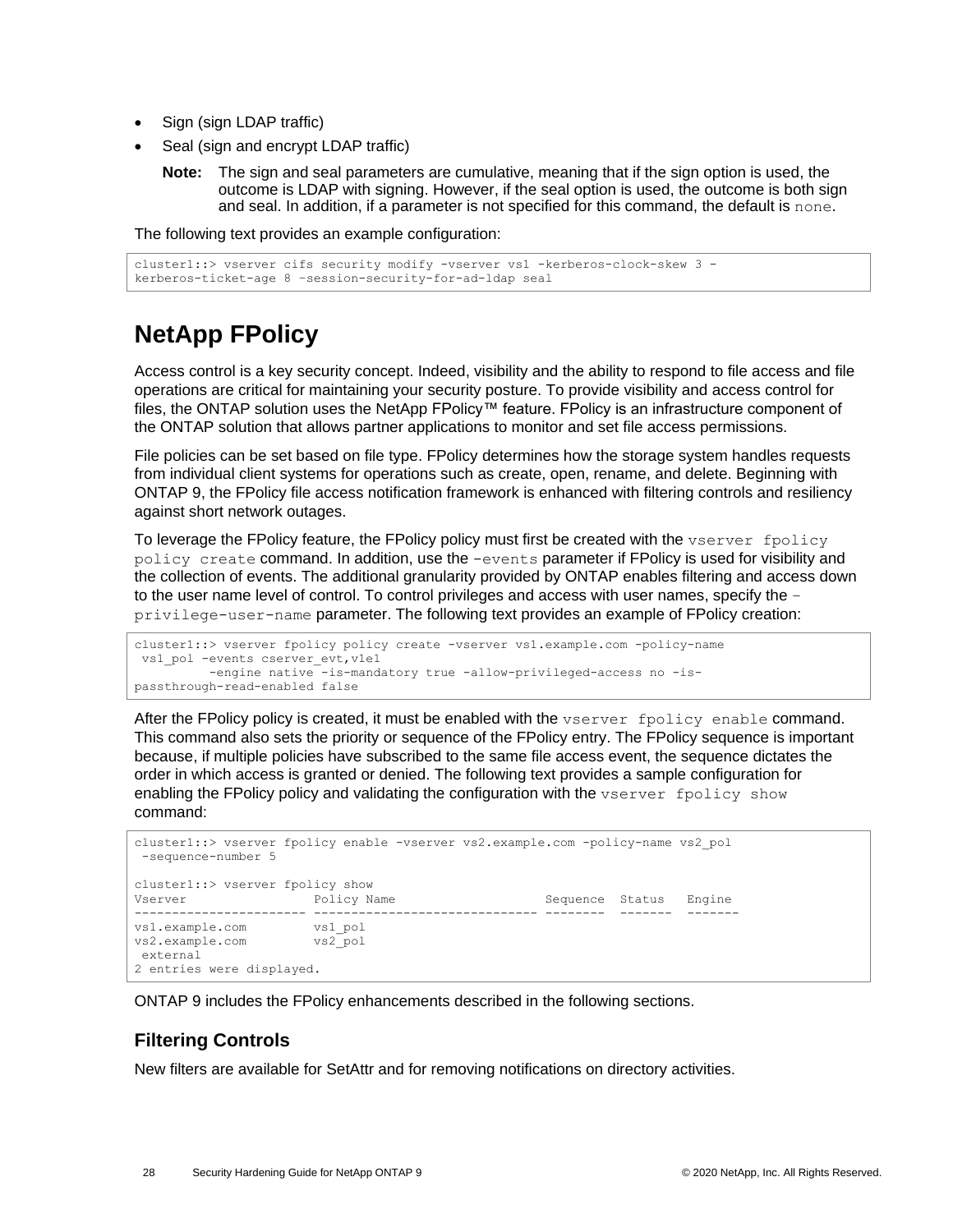- Sign (sign LDAP traffic)
- Seal (sign and encrypt LDAP traffic)

  **Note:** The sign and seal parameters are cumulative, meaning that if the sign option is used, the outcome is LDAP with signing. However, if the seal option is used, the outcome is both sign and seal. In addition, if a parameter is not specified for this command, the default is `none`.

The following text provides an example configuration:

```
cluster1::> vserver cifs security modify -vserver vs1 -kerberos-clock-skew 3 -
kerberos-ticket-age 8 –session-security-for-ad-ldap seal
```

# NetApp FPolicy

Access control is a key security concept. Indeed, visibility and the ability to respond to file access and file operations are critical for maintaining your security posture. To provide visibility and access control for files, the ONTAP solution uses the NetApp FPolicy™ feature. FPolicy is an infrastructure component of the ONTAP solution that allows partner applications to monitor and set file access permissions.

File policies can be set based on file type. FPolicy determines how the storage system handles requests from individual client systems for operations such as create, open, rename, and delete. Beginning with ONTAP 9, the FPolicy file access notification framework is enhanced with filtering controls and resiliency against short network outages.

To leverage the FPolicy feature, the FPolicy policy must first be created with the `vserver fpolicy policy create` command. In addition, use the `–events` parameter if FPolicy is used for visibility and the collection of events. The additional granularity provided by ONTAP enables filtering and access down to the user name level of control. To control privileges and access with user names, specify the `–privilege-user-name` parameter. The following text provides an example of FPolicy creation:

```
cluster1::> vserver fpolicy policy create -vserver vs1.example.com -policy-name
 vs1_pol -events cserver_evt,v1e1
          -engine native -is-mandatory true -allow-privileged-access no -is-
passthrough-read-enabled false
```

After the FPolicy policy is created, it must be enabled with the `vserver fpolicy enable` command. This command also sets the priority or sequence of the FPolicy entry. The FPolicy sequence is important because, if multiple policies have subscribed to the same file access event, the sequence dictates the order in which access is granted or denied. The following text provides a sample configuration for enabling the FPolicy policy and validating the configuration with the `vserver fpolicy show` command:

```
cluster1::> vserver fpolicy enable -vserver vs2.example.com -policy-name vs2_pol
 -sequence-number 5

cluster1::> vserver fpolicy show
Vserver                Policy Name                    Sequence  Status   Engine
---------------------- ------------------------------ --------  -------  -------
vs1.example.com        vs1_pol
vs2.example.com        vs2_pol
 external
2 entries were displayed.
```

ONTAP 9 includes the FPolicy enhancements described in the following sections.

## Filtering Controls

New filters are available for SetAttr and for removing notifications on directory activities.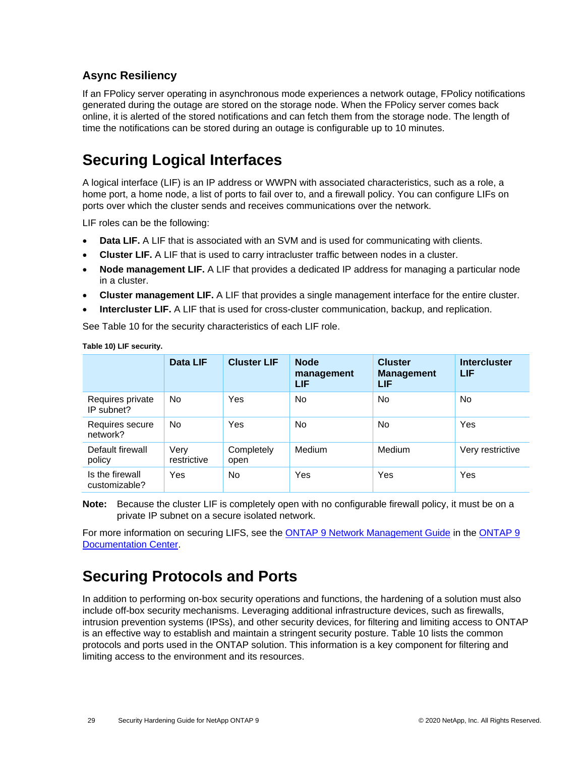### Async Resiliency

If an FPolicy server operating in asynchronous mode experiences a network outage, FPolicy notifications generated during the outage are stored on the storage node. When the FPolicy server comes back online, it is alerted of the stored notifications and can fetch them from the storage node. The length of time the notifications can be stored during an outage is configurable up to 10 minutes.

## Securing Logical Interfaces

A logical interface (LIF) is an IP address or WWPN with associated characteristics, such as a role, a home port, a home node, a list of ports to fail over to, and a firewall policy. You can configure LIFs on ports over which the cluster sends and receives communications over the network.

LIF roles can be the following:

- **Data LIF.** A LIF that is associated with an SVM and is used for communicating with clients.
- **Cluster LIF.** A LIF that is used to carry intracluster traffic between nodes in a cluster.
- **Node management LIF.** A LIF that provides a dedicated IP address for managing a particular node in a cluster.
- **Cluster management LIF.** A LIF that provides a single management interface for the entire cluster.
- **Intercluster LIF.** A LIF that is used for cross-cluster communication, backup, and replication.

See Table 10 for the security characteristics of each LIF role.

**Table 10) LIF security.**

| | Data LIF | Cluster LIF | Node management LIF | Cluster Management LIF | Intercluster LIF |
|---|---|---|---|---|---|
| Requires private IP subnet? | No | Yes | No | No | No |
| Requires secure network? | No | Yes | No | No | Yes |
| Default firewall policy | Very restrictive | Completely open | Medium | Medium | Very restrictive |
| Is the firewall customizable? | Yes | No | Yes | Yes | Yes |

**Note:** Because the cluster LIF is completely open with no configurable firewall policy, it must be on a private IP subnet on a secure isolated network.

For more information on securing LIFS, see the ONTAP 9 Network Management Guide in the ONTAP 9 Documentation Center.

## Securing Protocols and Ports

In addition to performing on-box security operations and functions, the hardening of a solution must also include off-box security mechanisms. Leveraging additional infrastructure devices, such as firewalls, intrusion prevention systems (IPSs), and other security devices, for filtering and limiting access to ONTAP is an effective way to establish and maintain a stringent security posture. Table 10 lists the common protocols and ports used in the ONTAP solution. This information is a key component for filtering and limiting access to the environment and its resources.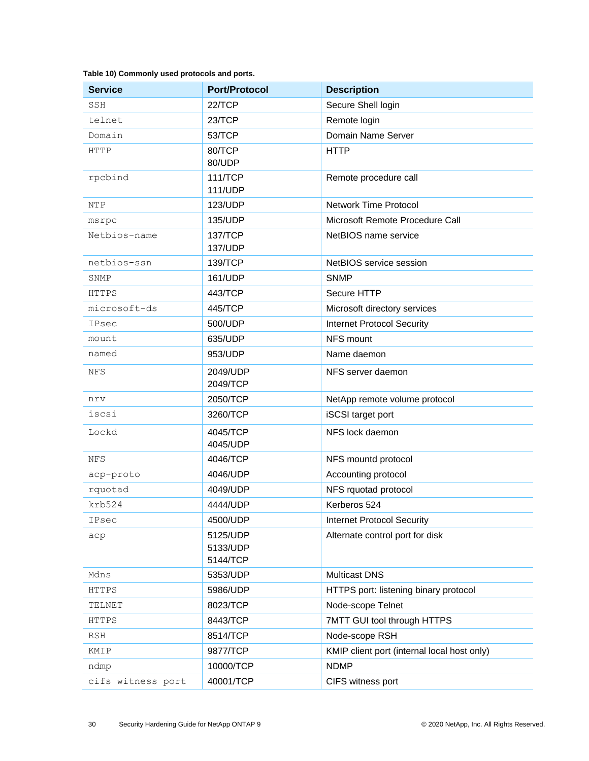**Table 10) Commonly used protocols and ports.**

| Service | Port/Protocol | Description |
|---|---|---|
| SSH | 22/TCP | Secure Shell login |
| telnet | 23/TCP | Remote login |
| Domain | 53/TCP | Domain Name Server |
| HTTP | 80/TCP<br>80/UDP | HTTP |
| rpcbind | 111/TCP<br>111/UDP | Remote procedure call |
| NTP | 123/UDP | Network Time Protocol |
| msrpc | 135/UDP | Microsoft Remote Procedure Call |
| Netbios-name | 137/TCP<br>137/UDP | NetBIOS name service |
| netbios-ssn | 139/TCP | NetBIOS service session |
| SNMP | 161/UDP | SNMP |
| HTTPS | 443/TCP | Secure HTTP |
| microsoft-ds | 445/TCP | Microsoft directory services |
| IPsec | 500/UDP | Internet Protocol Security |
| mount | 635/UDP | NFS mount |
| named | 953/UDP | Name daemon |
| NFS | 2049/UDP<br>2049/TCP | NFS server daemon |
| nrv | 2050/TCP | NetApp remote volume protocol |
| iscsi | 3260/TCP | iSCSI target port |
| Lockd | 4045/TCP<br>4045/UDP | NFS lock daemon |
| NFS | 4046/TCP | NFS mountd protocol |
| acp-proto | 4046/UDP | Accounting protocol |
| rquotad | 4049/UDP | NFS rquotad protocol |
| krb524 | 4444/UDP | Kerberos 524 |
| IPsec | 4500/UDP | Internet Protocol Security |
| acp | 5125/UDP<br>5133/UDP<br>5144/TCP | Alternate control port for disk |
| Mdns | 5353/UDP | Multicast DNS |
| HTTPS | 5986/UDP | HTTPS port: listening binary protocol |
| TELNET | 8023/TCP | Node-scope Telnet |
| HTTPS | 8443/TCP | 7MTT GUI tool through HTTPS |
| RSH | 8514/TCP | Node-scope RSH |
| KMIP | 9877/TCP | KMIP client port (internal local host only) |
| ndmp | 10000/TCP | NDMP |
| cifs witness port | 40001/TCP | CIFS witness port |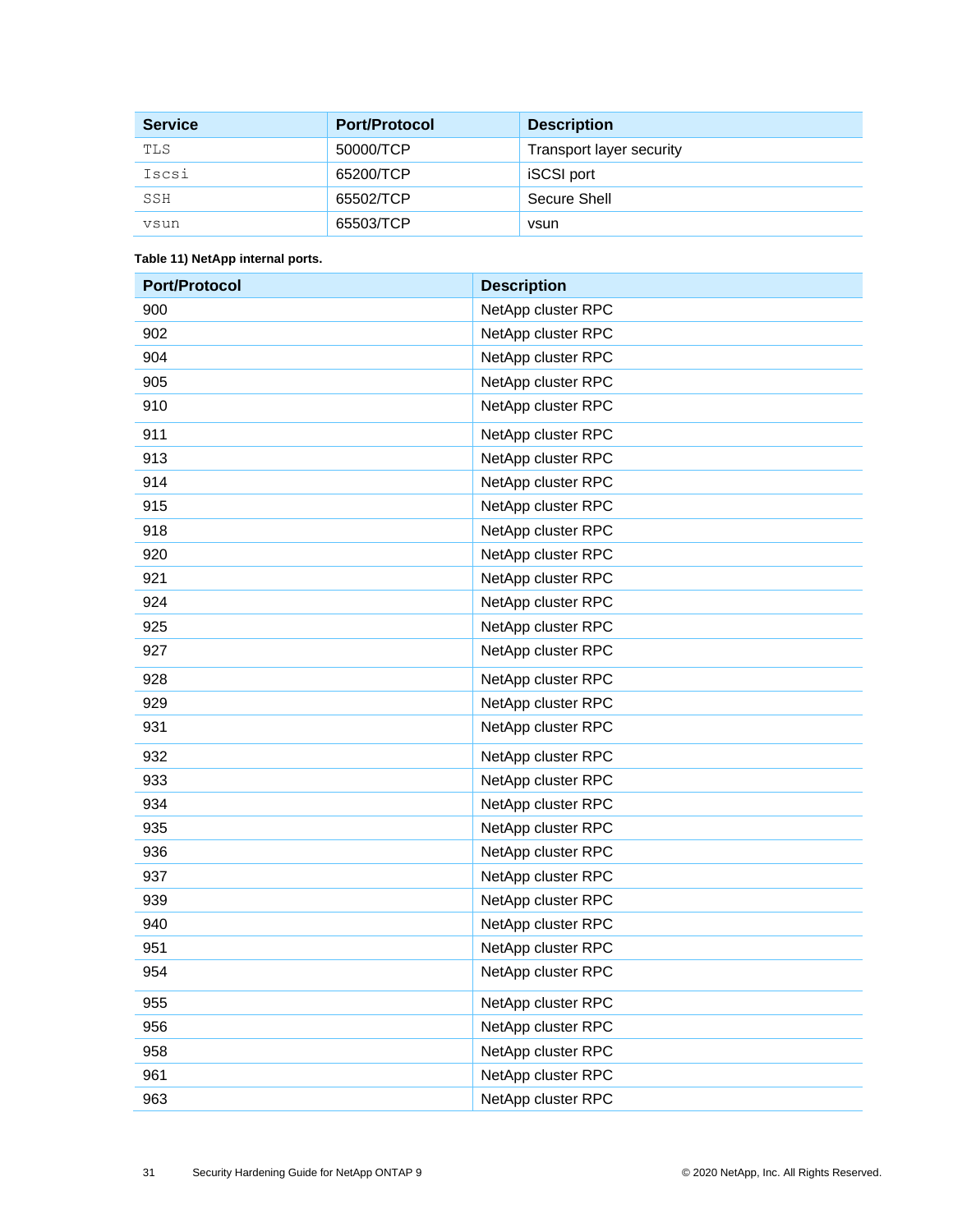| Service | Port/Protocol | Description |
| --- | --- | --- |
| TLS | 50000/TCP | Transport layer security |
| Iscsi | 65200/TCP | iSCSI port |
| SSH | 65502/TCP | Secure Shell |
| vsun | 65503/TCP | vsun |

**Table 11) NetApp internal ports.**

| Port/Protocol | Description |
| --- | --- |
| 900 | NetApp cluster RPC |
| 902 | NetApp cluster RPC |
| 904 | NetApp cluster RPC |
| 905 | NetApp cluster RPC |
| 910 | NetApp cluster RPC |
| 911 | NetApp cluster RPC |
| 913 | NetApp cluster RPC |
| 914 | NetApp cluster RPC |
| 915 | NetApp cluster RPC |
| 918 | NetApp cluster RPC |
| 920 | NetApp cluster RPC |
| 921 | NetApp cluster RPC |
| 924 | NetApp cluster RPC |
| 925 | NetApp cluster RPC |
| 927 | NetApp cluster RPC |
| 928 | NetApp cluster RPC |
| 929 | NetApp cluster RPC |
| 931 | NetApp cluster RPC |
| 932 | NetApp cluster RPC |
| 933 | NetApp cluster RPC |
| 934 | NetApp cluster RPC |
| 935 | NetApp cluster RPC |
| 936 | NetApp cluster RPC |
| 937 | NetApp cluster RPC |
| 939 | NetApp cluster RPC |
| 940 | NetApp cluster RPC |
| 951 | NetApp cluster RPC |
| 954 | NetApp cluster RPC |
| 955 | NetApp cluster RPC |
| 956 | NetApp cluster RPC |
| 958 | NetApp cluster RPC |
| 961 | NetApp cluster RPC |
| 963 | NetApp cluster RPC |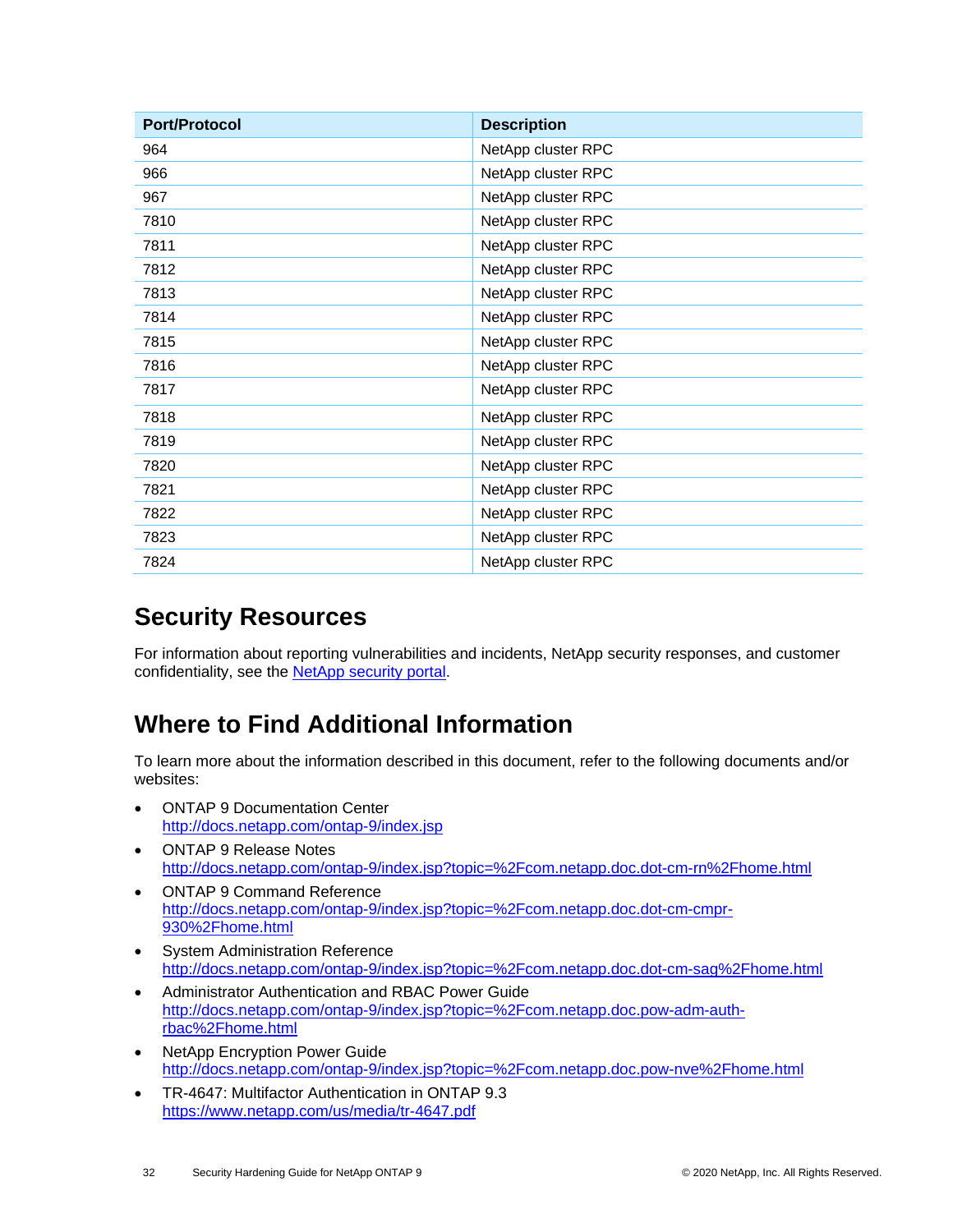| Port/Protocol | Description |
| --- | --- |
| 964 | NetApp cluster RPC |
| 966 | NetApp cluster RPC |
| 967 | NetApp cluster RPC |
| 7810 | NetApp cluster RPC |
| 7811 | NetApp cluster RPC |
| 7812 | NetApp cluster RPC |
| 7813 | NetApp cluster RPC |
| 7814 | NetApp cluster RPC |
| 7815 | NetApp cluster RPC |
| 7816 | NetApp cluster RPC |
| 7817 | NetApp cluster RPC |
| 7818 | NetApp cluster RPC |
| 7819 | NetApp cluster RPC |
| 7820 | NetApp cluster RPC |
| 7821 | NetApp cluster RPC |
| 7822 | NetApp cluster RPC |
| 7823 | NetApp cluster RPC |
| 7824 | NetApp cluster RPC |

# Security Resources

For information about reporting vulnerabilities and incidents, NetApp security responses, and customer confidentiality, see the NetApp security portal.

# Where to Find Additional Information

To learn more about the information described in this document, refer to the following documents and/or websites:

- ONTAP 9 Documentation Center
  http://docs.netapp.com/ontap-9/index.jsp
- ONTAP 9 Release Notes
  http://docs.netapp.com/ontap-9/index.jsp?topic=%2Fcom.netapp.doc.dot-cm-rn%2Fhome.html
- ONTAP 9 Command Reference
  http://docs.netapp.com/ontap-9/index.jsp?topic=%2Fcom.netapp.doc.dot-cm-cmpr-930%2Fhome.html
- System Administration Reference
  http://docs.netapp.com/ontap-9/index.jsp?topic=%2Fcom.netapp.doc.dot-cm-sag%2Fhome.html
- Administrator Authentication and RBAC Power Guide
  http://docs.netapp.com/ontap-9/index.jsp?topic=%2Fcom.netapp.doc.pow-adm-auth-rbac%2Fhome.html
- NetApp Encryption Power Guide
  http://docs.netapp.com/ontap-9/index.jsp?topic=%2Fcom.netapp.doc.pow-nve%2Fhome.html
- TR-4647: Multifactor Authentication in ONTAP 9.3
  https://www.netapp.com/us/media/tr-4647.pdf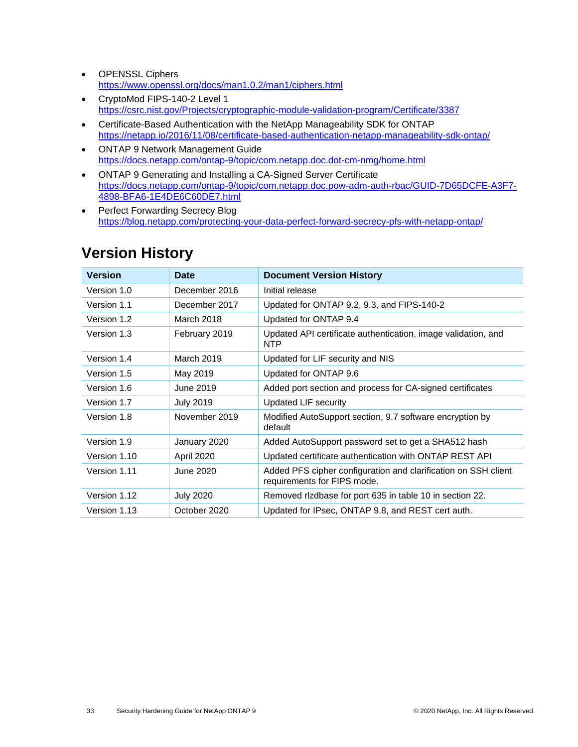- OPENSSL Ciphers
  https://www.openssl.org/docs/man1.0.2/man1/ciphers.html
- CryptoMod FIPS-140-2 Level 1
  https://csrc.nist.gov/Projects/cryptographic-module-validation-program/Certificate/3387
- Certificate-Based Authentication with the NetApp Manageability SDK for ONTAP
  https://netapp.io/2016/11/08/certificate-based-authentication-netapp-manageability-sdk-ontap/
- ONTAP 9 Network Management Guide
  https://docs.netapp.com/ontap-9/topic/com.netapp.doc.dot-cm-nmg/home.html
- ONTAP 9 Generating and Installing a CA-Signed Server Certificate
  https://docs.netapp.com/ontap-9/topic/com.netapp.doc.pow-adm-auth-rbac/GUID-7D65DCFE-A3F7-4898-BFA6-1E4DE6C60DE7.html
- Perfect Forwarding Secrecy Blog
  https://blog.netapp.com/protecting-your-data-perfect-forward-secrecy-pfs-with-netapp-ontap/

## Version History

| Version | Date | Document Version History |
|---|---|---|
| Version 1.0 | December 2016 | Initial release |
| Version 1.1 | December 2017 | Updated for ONTAP 9.2, 9.3, and FIPS-140-2 |
| Version 1.2 | March 2018 | Updated for ONTAP 9.4 |
| Version 1.3 | February 2019 | Updated API certificate authentication, image validation, and NTP |
| Version 1.4 | March 2019 | Updated for LIF security and NIS |
| Version 1.5 | May 2019 | Updated for ONTAP 9.6 |
| Version 1.6 | June 2019 | Added port section and process for CA-signed certificates |
| Version 1.7 | July 2019 | Updated LIF security |
| Version 1.8 | November 2019 | Modified AutoSupport section, 9.7 software encryption by default |
| Version 1.9 | January 2020 | Added AutoSupport password set to get a SHA512 hash |
| Version 1.10 | April 2020 | Updated certificate authentication with ONTAP REST API |
| Version 1.11 | June 2020 | Added PFS cipher configuration and clarification on SSH client requirements for FIPS mode. |
| Version 1.12 | July 2020 | Removed rlzdbase for port 635 in table 10 in section 22. |
| Version 1.13 | October 2020 | Updated for IPsec, ONTAP 9.8, and REST cert auth. |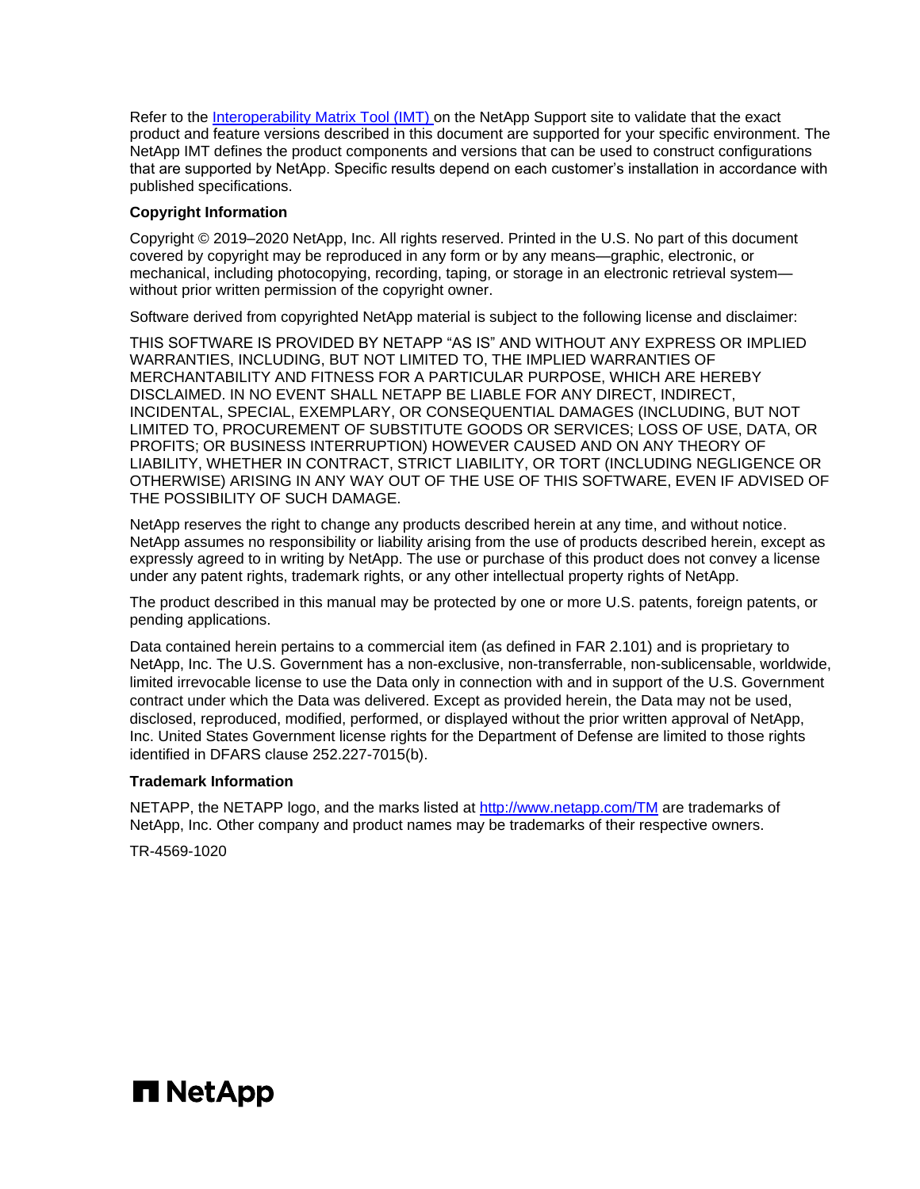Refer to the [Interoperability Matrix Tool (IMT)](#) on the NetApp Support site to validate that the exact product and feature versions described in this document are supported for your specific environment. The NetApp IMT defines the product components and versions that can be used to construct configurations that are supported by NetApp. Specific results depend on each customer's installation in accordance with published specifications.

**Copyright Information**

Copyright © 2019–2020 NetApp, Inc. All rights reserved. Printed in the U.S. No part of this document covered by copyright may be reproduced in any form or by any means—graphic, electronic, or mechanical, including photocopying, recording, taping, or storage in an electronic retrieval system—without prior written permission of the copyright owner.

Software derived from copyrighted NetApp material is subject to the following license and disclaimer:

THIS SOFTWARE IS PROVIDED BY NETAPP "AS IS" AND WITHOUT ANY EXPRESS OR IMPLIED WARRANTIES, INCLUDING, BUT NOT LIMITED TO, THE IMPLIED WARRANTIES OF MERCHANTABILITY AND FITNESS FOR A PARTICULAR PURPOSE, WHICH ARE HEREBY DISCLAIMED. IN NO EVENT SHALL NETAPP BE LIABLE FOR ANY DIRECT, INDIRECT, INCIDENTAL, SPECIAL, EXEMPLARY, OR CONSEQUENTIAL DAMAGES (INCLUDING, BUT NOT LIMITED TO, PROCUREMENT OF SUBSTITUTE GOODS OR SERVICES; LOSS OF USE, DATA, OR PROFITS; OR BUSINESS INTERRUPTION) HOWEVER CAUSED AND ON ANY THEORY OF LIABILITY, WHETHER IN CONTRACT, STRICT LIABILITY, OR TORT (INCLUDING NEGLIGENCE OR OTHERWISE) ARISING IN ANY WAY OUT OF THE USE OF THIS SOFTWARE, EVEN IF ADVISED OF THE POSSIBILITY OF SUCH DAMAGE.

NetApp reserves the right to change any products described herein at any time, and without notice. NetApp assumes no responsibility or liability arising from the use of products described herein, except as expressly agreed to in writing by NetApp. The use or purchase of this product does not convey a license under any patent rights, trademark rights, or any other intellectual property rights of NetApp.

The product described in this manual may be protected by one or more U.S. patents, foreign patents, or pending applications.

Data contained herein pertains to a commercial item (as defined in FAR 2.101) and is proprietary to NetApp, Inc. The U.S. Government has a non-exclusive, non-transferrable, non-sublicensable, worldwide, limited irrevocable license to use the Data only in connection with and in support of the U.S. Government contract under which the Data was delivered. Except as provided herein, the Data may not be used, disclosed, reproduced, modified, performed, or displayed without the prior written approval of NetApp, Inc. United States Government license rights for the Department of Defense are limited to those rights identified in DFARS clause 252.227-7015(b).

**Trademark Information**

NETAPP, the NETAPP logo, and the marks listed at [http://www.netapp.com/TM](http://www.netapp.com/TM) are trademarks of NetApp, Inc. Other company and product names may be trademarks of their respective owners.

TR-4569-1020

NetApp